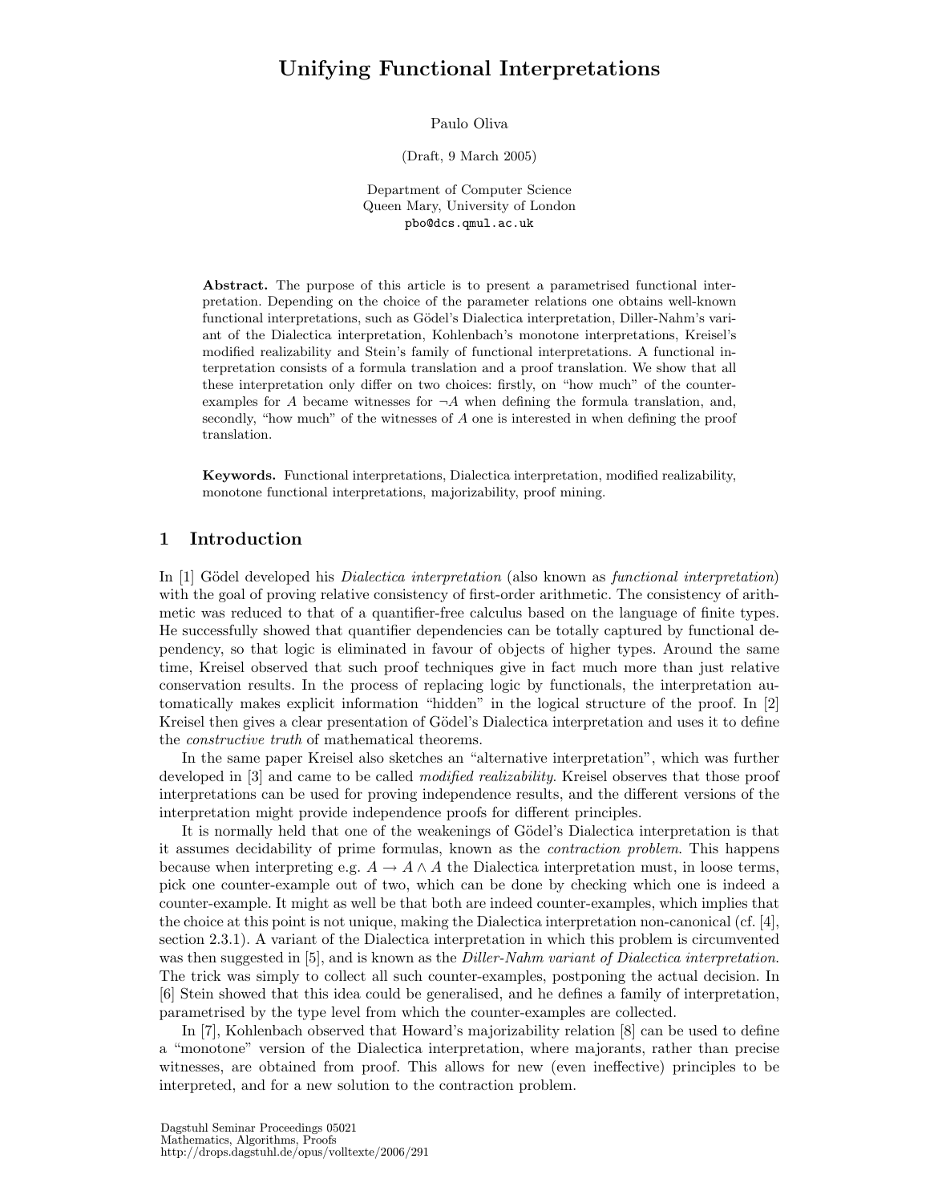# Unifying Functional Interpretations

Paulo Oliva

(Draft, 9 March 2005)

Department of Computer Science
Queen Mary, University of London
pbo@dcs.qmul.ac.uk

**Abstract.** The purpose of this article is to present a parametrised functional interpretation. Depending on the choice of the parameter relations one obtains well-known functional interpretations, such as Gödel's Dialectica interpretation, Diller-Nahm's variant of the Dialectica interpretation, Kohlenbach's monotone interpretations, Kreisel's modified realizability and Stein's family of functional interpretations. A functional interpretation consists of a formula translation and a proof translation. We show that all these interpretation only differ on two choices: firstly, on "how much" of the counter-examples for $A$ became witnesses for $\neg A$ when defining the formula translation, and, secondly, "how much" of the witnesses of $A$ one is interested in when defining the proof translation.

**Keywords.** Functional interpretations, Dialectica interpretation, modified realizability, monotone functional interpretations, majorizability, proof mining.

## 1 Introduction

In [1] Gödel developed his *Dialectica interpretation* (also known as *functional interpretation*) with the goal of proving relative consistency of first-order arithmetic. The consistency of arithmetic was reduced to that of a quantifier-free calculus based on the language of finite types. He successfully showed that quantifier dependencies can be totally captured by functional dependency, so that logic is eliminated in favour of objects of higher types. Around the same time, Kreisel observed that such proof techniques give in fact much more than just relative conservation results. In the process of replacing logic by functionals, the interpretation automatically makes explicit information "hidden" in the logical structure of the proof. In [2] Kreisel then gives a clear presentation of Gödel's Dialectica interpretation and uses it to define the *constructive truth* of mathematical theorems.

In the same paper Kreisel also sketches an "alternative interpretation", which was further developed in [3] and came to be called *modified realizability*. Kreisel observes that those proof interpretations can be used for proving independence results, and the different versions of the interpretation might provide independence proofs for different principles.

It is normally held that one of the weakenings of Gödel's Dialectica interpretation is that it assumes decidability of prime formulas, known as the *contraction problem*. This happens because when interpreting e.g. $A \to A \wedge A$ the Dialectica interpretation must, in loose terms, pick one counter-example out of two, which can be done by checking which one is indeed a counter-example. It might as well be that both are indeed counter-examples, which implies that the choice at this point is not unique, making the Dialectica interpretation non-canonical (cf. [4], section 2.3.1). A variant of the Dialectica interpretation in which this problem is circumvented was then suggested in [5], and is known as the *Diller-Nahm variant of Dialectica interpretation*. The trick was simply to collect all such counter-examples, postponing the actual decision. In [6] Stein showed that this idea could be generalised, and he defines a family of interpretation, parametrised by the type level from which the counter-examples are collected.

In [7], Kohlenbach observed that Howard's majorizability relation [8] can be used to define a "monotone" version of the Dialectica interpretation, where majorants, rather than precise witnesses, are obtained from proof. This allows for new (even ineffective) principles to be interpreted, and for a new solution to the contraction problem.

Dagstuhl Seminar Proceedings 05021
Mathematics, Algorithms, Proofs
http://drops.dagstuhl.de/opus/volltexte/2006/291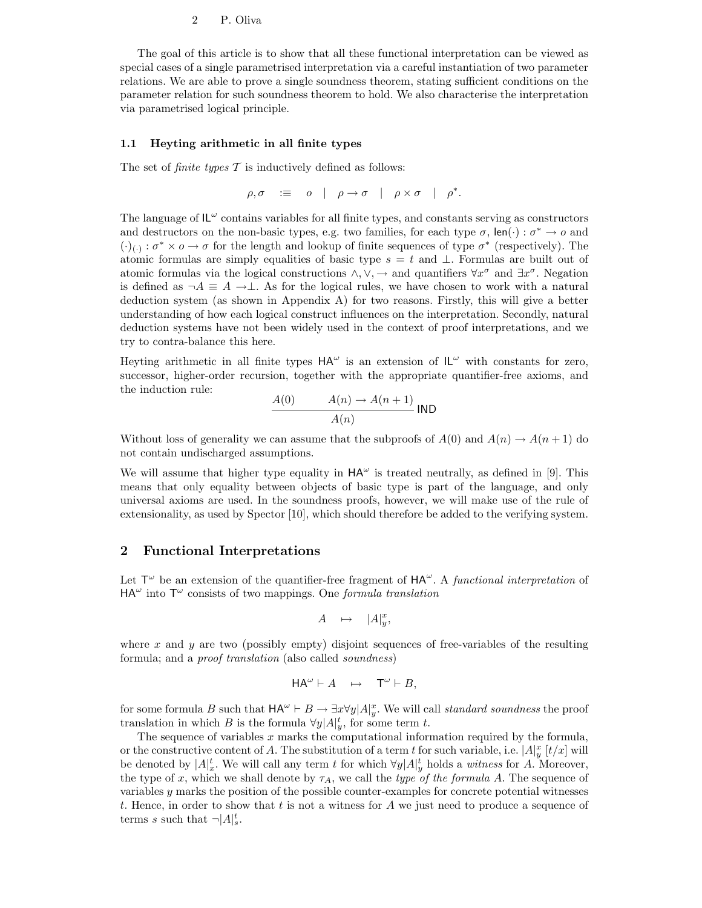The goal of this article is to show that all these functional interpretation can be viewed as special cases of a single parametrised interpretation via a careful instantiation of two parameter relations. We are able to prove a single soundness theorem, stating sufficient conditions on the parameter relation for such soundness theorem to hold. We also characterise the interpretation via parametrised logical principle.

### 1.1 Heyting arithmetic in all finite types

The set of *finite types* $\mathcal{T}$ is inductively defined as follows:

$$\rho, \sigma \quad :\equiv \quad o \quad | \quad \rho \to \sigma \quad | \quad \rho \times \sigma \quad | \quad \rho^*.$$

The language of $\mathsf{IL}^\omega$ contains variables for all finite types, and constants serving as constructors and destructors on the non-basic types, e.g. two families, for each type $\sigma$, $\mathsf{len}(\cdot) : \sigma^* \to o$ and $(\cdot)_{(\cdot)} : \sigma^* \times o \to \sigma$ for the length and lookup of finite sequences of type $\sigma^*$ (respectively). The atomic formulas are simply equalities of basic type $s = t$ and $\bot$. Formulas are built out of atomic formulas via the logical constructions $\wedge, \vee, \to$ and quantifiers $\forall x^\sigma$ and $\exists x^\sigma$. Negation is defined as $\neg A \equiv A \to \bot$. As for the logical rules, we have chosen to work with a natural deduction system (as shown in Appendix A) for two reasons. Firstly, this will give a better understanding of how each logical construct influences on the interpretation. Secondly, natural deduction systems have not been widely used in the context of proof interpretations, and we try to contra-balance this here.

Heyting arithmetic in all finite types $\mathsf{HA}^\omega$ is an extension of $\mathsf{IL}^\omega$ with constants for zero, successor, higher-order recursion, together with the appropriate quantifier-free axioms, and the induction rule:

$$\frac{A(0) \qquad A(n) \to A(n+1)}{A(n)} \, \mathsf{IND}$$

Without loss of generality we can assume that the subproofs of $A(0)$ and $A(n) \to A(n+1)$ do not contain undischarged assumptions.

We will assume that higher type equality in $\mathsf{HA}^\omega$ is treated neutrally, as defined in [9]. This means that only equality between objects of basic type is part of the language, and only universal axioms are used. In the soundness proofs, however, we will make use of the rule of extensionality, as used by Spector [10], which should therefore be added to the verifying system.

## 2 Functional Interpretations

Let $\mathsf{T}^\omega$ be an extension of the quantifier-free fragment of $\mathsf{HA}^\omega$. A *functional interpretation* of $\mathsf{HA}^\omega$ into $\mathsf{T}^\omega$ consists of two mappings. One *formula translation*

$$A \quad \mapsto \quad |A|^x_y,$$

where $x$ and $y$ are two (possibly empty) disjoint sequences of free-variables of the resulting formula; and a *proof translation* (also called *soundness*)

$$\mathsf{HA}^\omega \vdash A \quad \mapsto \quad \mathsf{T}^\omega \vdash B,$$

for some formula $B$ such that $\mathsf{HA}^\omega \vdash B \to \exists x \forall y |A|^x_y$. We will call *standard soundness* the proof translation in which $B$ is the formula $\forall y |A|^t_y$, for some term $t$.

The sequence of variables $x$ marks the computational information required by the formula, or the constructive content of $A$. The substitution of a term $t$ for such variable, i.e. $|A|^x_y\,[t/x]$ will be denoted by $|A|^t_x$. We will call any term $t$ for which $\forall y |A|^t_y$ holds a *witness* for $A$. Moreover, the type of $x$, which we shall denote by $\tau_A$, we call the *type of the formula A*. The sequence of variables $y$ marks the position of the possible counter-examples for concrete potential witnesses $t$. Hence, in order to show that $t$ is not a witness for $A$ we just need to produce a sequence of terms $s$ such that $\neg |A|^t_s$.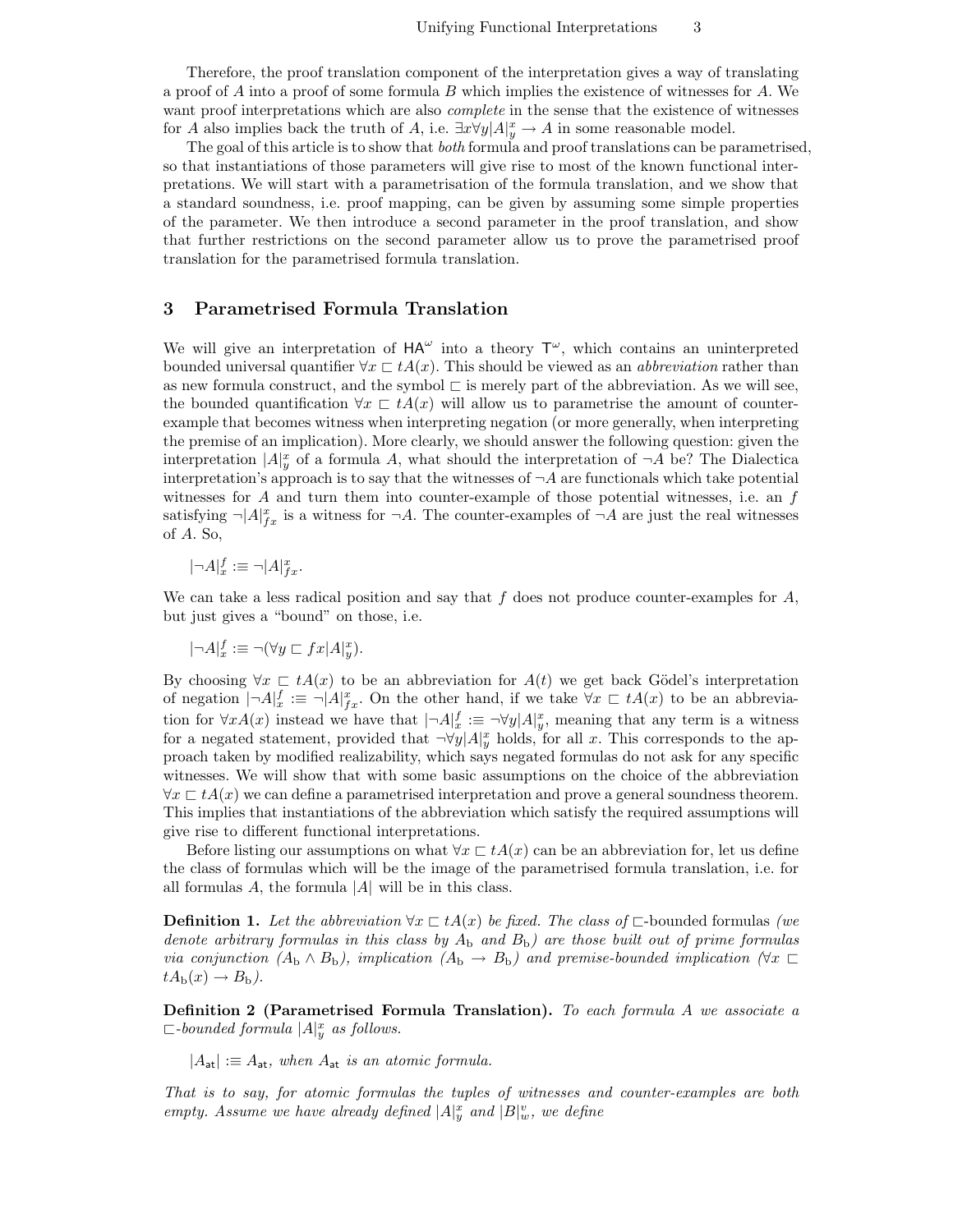Therefore, the proof translation component of the interpretation gives a way of translating a proof of $A$ into a proof of some formula $B$ which implies the existence of witnesses for $A$. We want proof interpretations which are also *complete* in the sense that the existence of witnesses for $A$ also implies back the truth of $A$, i.e. $\exists x \forall y |A|^x_y \to A$ in some reasonable model.

The goal of this article is to show that *both* formula and proof translations can be parametrised, so that instantiations of those parameters will give rise to most of the known functional interpretations. We will start with a parametrisation of the formula translation, and we show that a standard soundness, i.e. proof mapping, can be given by assuming some simple properties of the parameter. We then introduce a second parameter in the proof translation, and show that further restrictions on the second parameter allow us to prove the parametrised proof translation for the parametrised formula translation.

## 3 Parametrised Formula Translation

We will give an interpretation of $\mathsf{HA}^\omega$ into a theory $\mathsf{T}^\omega$, which contains an uninterpreted bounded universal quantifier $\forall x \sqsubset t A(x)$. This should be viewed as an *abbreviation* rather than as new formula construct, and the symbol $\sqsubset$ is merely part of the abbreviation. As we will see, the bounded quantification $\forall x \sqsubset t A(x)$ will allow us to parametrise the amount of counter-example that becomes witness when interpreting negation (or more generally, when interpreting the premise of an implication). More clearly, we should answer the following question: given the interpretation $|A|^x_y$ of a formula $A$, what should the interpretation of $\neg A$ be? The Dialectica interpretation's approach is to say that the witnesses of $\neg A$ are functionals which take potential witnesses for $A$ and turn them into counter-example of those potential witnesses, i.e. an $f$ satisfying $\neg |A|^x_{fx}$ is a witness for $\neg A$. The counter-examples of $\neg A$ are just the real witnesses of $A$. So,

$$|\neg A|^f_x :\equiv \neg |A|^x_{fx}.$$

We can take a less radical position and say that $f$ does not produce counter-examples for $A$, but just gives a "bound" on those, i.e.

$$|\neg A|^f_x :\equiv \neg (\forall y \sqsubset fx |A|^x_y).$$

By choosing $\forall x \sqsubset t A(x)$ to be an abbreviation for $A(t)$ we get back Gödel's interpretation of negation $|\neg A|^f_x :\equiv \neg |A|^x_{fx}$. On the other hand, if we take $\forall x \sqsubset t A(x)$ to be an abbreviation for $\forall x A(x)$ instead we have that $|\neg A|^f_x :\equiv \neg \forall y |A|^x_y$, meaning that any term is a witness for a negated statement, provided that $\neg \forall y |A|^x_y$ holds, for all $x$. This corresponds to the approach taken by modified realizability, which says negated formulas do not ask for any specific witnesses. We will show that with some basic assumptions on the choice of the abbreviation $\forall x \sqsubset t A(x)$ we can define a parametrised interpretation and prove a general soundness theorem. This implies that instantiations of the abbreviation which satisfy the required assumptions will give rise to different functional interpretations.

Before listing our assumptions on what $\forall x \sqsubset t A(x)$ can be an abbreviation for, let us define the class of formulas which will be the image of the parametrised formula translation, i.e. for all formulas $A$, the formula $|A|$ will be in this class.

**Definition 1.** *Let the abbreviation $\forall x \sqsubset t A(x)$ be fixed. The class of* $\sqsubset$-bounded formulas *(we denote arbitrary formulas in this class by $A_{\rm b}$ and $B_{\rm b}$) are those built out of prime formulas via conjunction ($A_{\rm b} \wedge B_{\rm b}$), implication ($A_{\rm b} \to B_{\rm b}$) and premise-bounded implication ($\forall x \sqsubset t A_{\rm b}(x) \to B_{\rm b}$).*

**Definition 2 (Parametrised Formula Translation).** *To each formula $A$ we associate a $\sqsubset$-bounded formula $|A|^x_y$ as follows.*

$|A_{\mathsf{at}}| :\equiv A_{\mathsf{at}}$, *when $A_{\mathsf{at}}$ is an atomic formula.*

*That is to say, for atomic formulas the tuples of witnesses and counter-examples are both empty. Assume we have already defined $|A|^x_y$ and $|B|^v_w$, we define*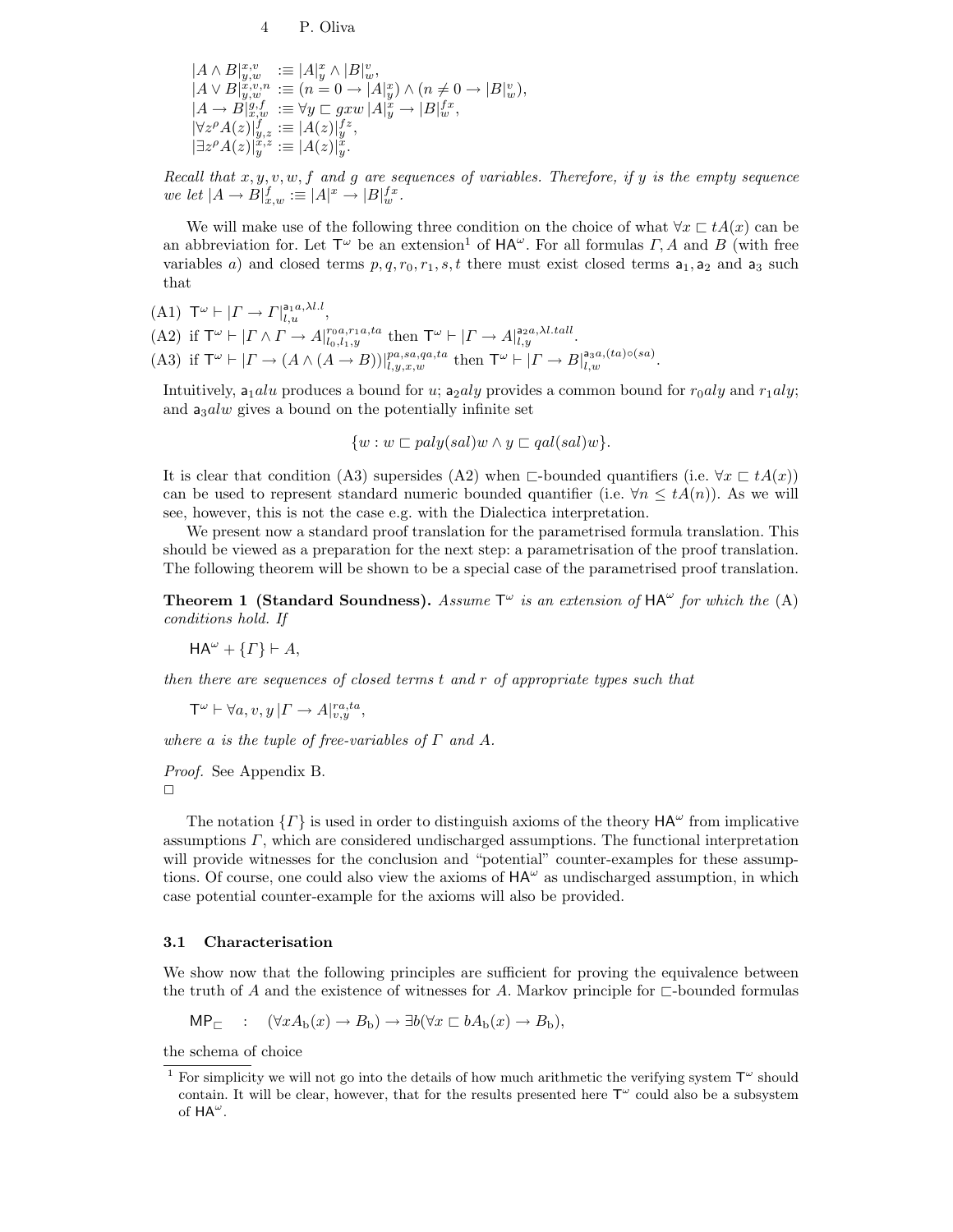$$
\begin{aligned}
|A \wedge B|^{x,v}_{y,w} &:\equiv |A|^x_y \wedge |B|^v_w, \\
|A \vee B|^{x,v,n}_{y,w} &:\equiv (n = 0 \to |A|^x_y) \wedge (n \neq 0 \to |B|^v_w), \\
|A \to B|^{g,f}_{x,w} &:\equiv \forall y \sqsubset gxw\, |A|^x_y \to |B|^{fx}_w, \\
|\forall z^\rho A(z)|^f_{y,z} &:\equiv |A(z)|^{fz}_y, \\
|\exists z^\rho A(z)|^{x,z}_y &:\equiv |A(z)|^x_y.
\end{aligned}
$$

*Recall that $x, y, v, w, f$ and $g$ are sequences of variables. Therefore, if $y$ is the empty sequence we let $|A \to B|^f_{x,w} :\equiv |A|^x \to |B|^{fx}_w$.*

We will make use of the following three condition on the choice of what $\forall x \sqsubset tA(x)$ can be an abbreviation for. Let $\mathsf{T}^\omega$ be an extension[1] of $\mathsf{HA}^\omega$. For all formulas $\Gamma, A$ and $B$ (with free variables $a$) and closed terms $p, q, r_0, r_1, s, t$ there must exist closed terms $\mathsf{a}_1, \mathsf{a}_2$ and $\mathsf{a}_3$ such that

(A1) $\mathsf{T}^\omega \vdash |\Gamma \to \Gamma|^{\mathsf{a}_1 a, \lambda l.l}_{l,u}$,

(A2) if $\mathsf{T}^\omega \vdash |\Gamma \wedge \Gamma \to A|^{r_0 a, r_1 a, ta}_{l_0, l_1, y}$ then $\mathsf{T}^\omega \vdash |\Gamma \to A|^{\mathsf{a}_2 a, \lambda l.tall}_{l,y}$.

(A3) if $\mathsf{T}^\omega \vdash |\Gamma \to (A \wedge (A \to B))|^{pa, sa, qa, ta}_{l,y,x,w}$ then $\mathsf{T}^\omega \vdash |\Gamma \to B|^{\mathsf{a}_3 a, (ta) \circ (sa)}_{l,w}$.

Intuitively, $\mathsf{a}_1 alu$ produces a bound for $u$; $\mathsf{a}_2 aly$ provides a common bound for $r_0 aly$ and $r_1 aly$; and $\mathsf{a}_3 alw$ gives a bound on the potentially infinite set

$$
\{w : w \sqsubset paly(sal)w \wedge y \sqsubset qal(sal)w\}.
$$

It is clear that condition (A3) supersides (A2) when $\sqsubset$-bounded quantifiers (i.e. $\forall x \sqsubset tA(x)$) can be used to represent standard numeric bounded quantifier (i.e. $\forall n \leq tA(n)$). As we will see, however, this is not the case e.g. with the Dialectica interpretation.

We present now a standard proof translation for the parametrised formula translation. This should be viewed as a preparation for the next step: a parametrisation of the proof translation. The following theorem will be shown to be a special case of the parametrised proof translation.

**Theorem 1 (Standard Soundness).** *Assume $\mathsf{T}^\omega$ is an extension of $\mathsf{HA}^\omega$ for which the* (A) *conditions hold. If*

$$
\mathsf{HA}^\omega + \{\Gamma\} \vdash A,
$$

*then there are sequences of closed terms $t$ and $r$ of appropriate types such that*

$$
\mathsf{T}^\omega \vdash \forall a, v, y\, |\Gamma \to A|^{ra, ta}_{v,y},
$$

*where $a$ is the tuple of free-variables of $\Gamma$ and $A$.*

*Proof.* See Appendix B.
□

The notation $\{\Gamma\}$ is used in order to distinguish axioms of the theory $\mathsf{HA}^\omega$ from implicative assumptions $\Gamma$, which are considered undischarged assumptions. The functional interpretation will provide witnesses for the conclusion and "potential" counter-examples for these assumptions. Of course, one could also view the axioms of $\mathsf{HA}^\omega$ as undischarged assumption, in which case potential counter-example for the axioms will also be provided.

### 3.1 Characterisation

We show now that the following principles are sufficient for proving the equivalence between the truth of $A$ and the existence of witnesses for $A$. Markov principle for $\sqsubset$-bounded formulas

$$
\mathsf{MP}_\sqsubset \quad : \quad (\forall x A_\mathrm{b}(x) \to B_\mathrm{b}) \to \exists b (\forall x \sqsubset b A_\mathrm{b}(x) \to B_\mathrm{b}),
$$

the schema of choice

[1] For simplicity we will not go into the details of how much arithmetic the verifying system $\mathsf{T}^\omega$ should contain. It will be clear, however, that for the results presented here $\mathsf{T}^\omega$ could also be a subsystem of $\mathsf{HA}^\omega$.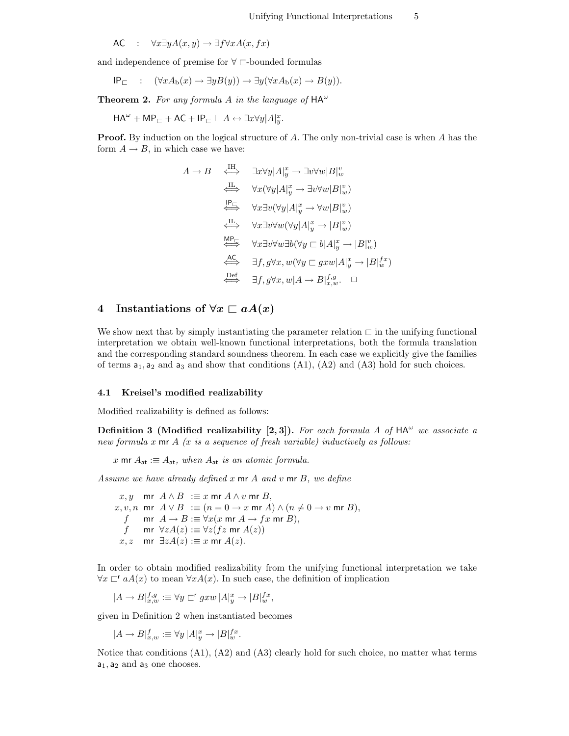$$\mathsf{AC} \quad : \quad \forall x \exists y A(x,y) \to \exists f \forall x A(x, fx)$$

and independence of premise for $\forall \sqsubset$-bounded formulas

$$\mathsf{IP}_{\sqsubset} \quad : \quad (\forall x A_{\mathrm{b}}(x) \to \exists y B(y)) \to \exists y (\forall x A_{\mathrm{b}}(x) \to B(y)).$$

**Theorem 2.** *For any formula $A$ in the language of $\mathsf{HA}^\omega$*

$$\mathsf{HA}^\omega + \mathsf{MP}_{\sqsubset} + \mathsf{AC} + \mathsf{IP}_{\sqsubset} \vdash A \leftrightarrow \exists x \forall y |A|^x_y.$$

**Proof.** By induction on the logical structure of $A$. The only non-trivial case is when $A$ has the form $A \to B$, in which case we have:

$$
\begin{aligned}
A \to B \quad & \overset{\mathrm{IH}}{\Longleftrightarrow} \quad \exists x \forall y |A|^x_y \to \exists v \forall w |B|^v_w \\
& \overset{\mathrm{IL}}{\Longleftrightarrow} \quad \forall x (\forall y |A|^x_y \to \exists v \forall w |B|^v_w) \\
& \overset{\mathsf{IP}_{\sqsubset}}{\Longleftrightarrow} \quad \forall x \exists v (\forall y |A|^x_y \to \forall w |B|^v_w) \\
& \overset{\mathrm{IL}}{\Longleftrightarrow} \quad \forall x \exists v \forall w (\forall y |A|^x_y \to |B|^v_w) \\
& \overset{\mathsf{MP}_{\sqsubset}}{\Longleftrightarrow} \quad \forall x \exists v \forall w \exists b (\forall y \sqsubset b |A|^x_y \to |B|^v_w) \\
& \overset{\mathsf{AC}}{\Longleftrightarrow} \quad \exists f, g \forall x, w (\forall y \sqsubset gxw |A|^x_y \to |B|^{fx}_w) \\
& \overset{\mathrm{Def}}{\Longleftrightarrow} \quad \exists f, g \forall x, w |A \to B|^{f,g}_{x,w}. \quad \square
\end{aligned}
$$

## 4 Instantiations of $\forall x \sqsubset a A(x)$

We show next that by simply instantiating the parameter relation $\sqsubset$ in the unifying functional interpretation we obtain well-known functional interpretations, both the formula translation and the corresponding standard soundness theorem. In each case we explicitly give the families of terms $\mathsf{a}_1, \mathsf{a}_2$ and $\mathsf{a}_3$ and show that conditions (A1), (A2) and (A3) hold for such choices.

### 4.1 Kreisel's modified realizability

Modified realizability is defined as follows:

**Definition 3 (Modified realizability [2, 3]).** *For each formula $A$ of $\mathsf{HA}^\omega$ we associate a new formula $x$ $\mathsf{mr}$ $A$ ($x$ is a sequence of fresh variable) inductively as follows:*

*$x \;\mathsf{mr}\; A_{\mathsf{at}} :\equiv A_{\mathsf{at}}$, when $A_{\mathsf{at}}$ is an atomic formula.*

*Assume we have already defined $x \;\mathsf{mr}\; A$ and $v \;\mathsf{mr}\; B$, we define*

$$
\begin{aligned}
x, y \quad & \mathsf{mr} \;\; A \wedge B \;:\equiv x \;\mathsf{mr}\; A \wedge v \;\mathsf{mr}\; B, \\
x, v, n \quad & \mathsf{mr} \;\; A \vee B \;:\equiv (n = 0 \to x \;\mathsf{mr}\; A) \wedge (n \neq 0 \to v \;\mathsf{mr}\; B), \\
f \quad & \mathsf{mr} \;\; A \to B :\equiv \forall x (x \;\mathsf{mr}\; A \to fx \;\mathsf{mr}\; B), \\
f \quad & \mathsf{mr} \;\; \forall z A(z) :\equiv \forall z (fz \;\mathsf{mr}\; A(z)) \\
x, z \quad & \mathsf{mr} \;\; \exists z A(z) :\equiv x \;\mathsf{mr}\; A(z).
\end{aligned}
$$

In order to obtain modified realizability from the unifying functional interpretation we take $\forall x \sqsubset^{\mathsf{r}} a A(x)$ to mean $\forall x A(x)$. In such case, the definition of implication

$$|A \to B|^{f,g}_{x,w} :\equiv \forall y \sqsubset^{\mathsf{r}} gxw \, |A|^x_y \to |B|^{fx}_w,$$

given in Definition 2 when instantiated becomes

$$|A \to B|^{f}_{x,w} :\equiv \forall y \, |A|^x_y \to |B|^{fx}_w.$$

Notice that conditions (A1), (A2) and (A3) clearly hold for such choice, no matter what terms $\mathsf{a}_1, \mathsf{a}_2$ and $\mathsf{a}_3$ one chooses.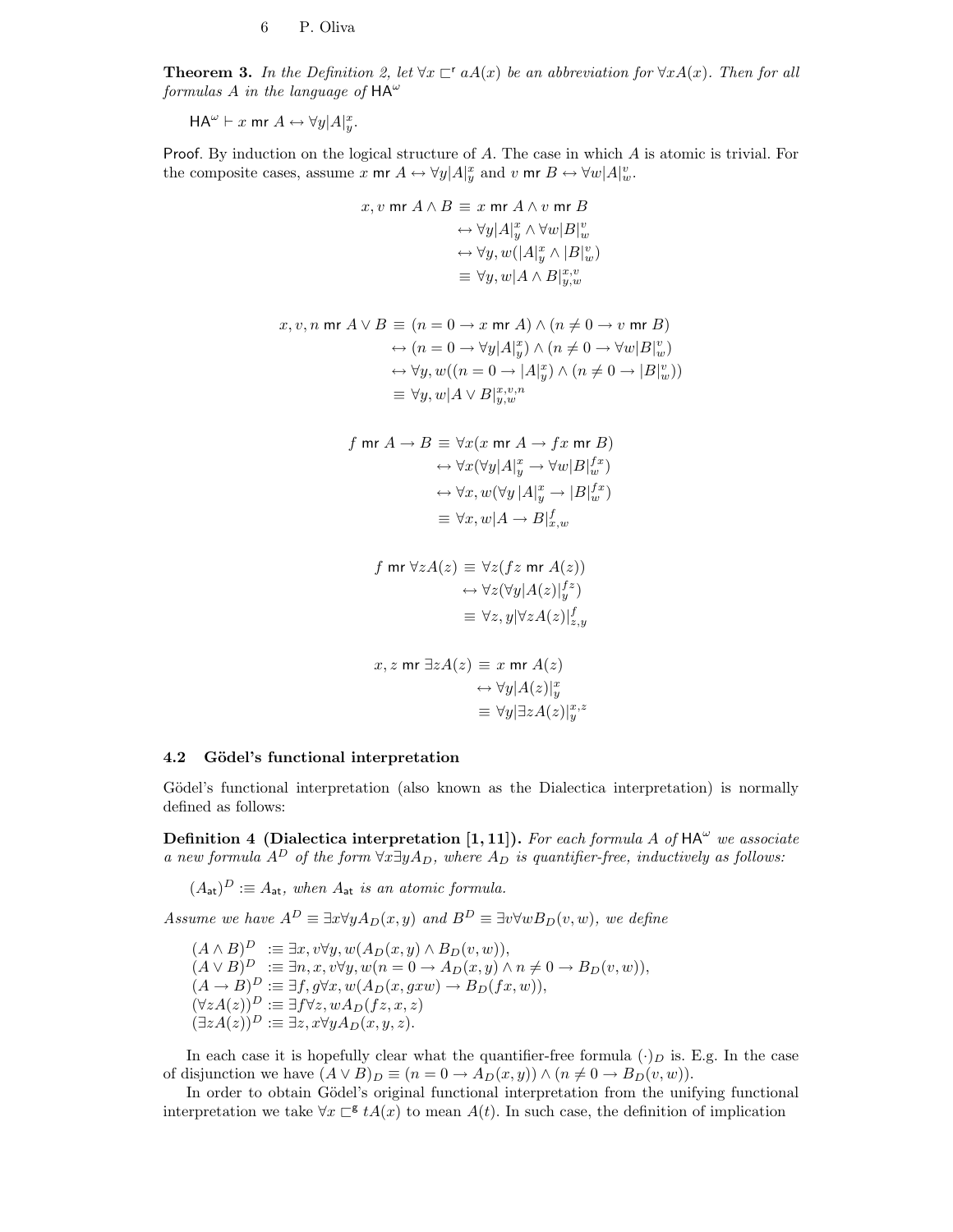**Theorem 3.** *In the Definition 2, let $\forall x \sqsubset^{\mathsf{r}} aA(x)$ be an abbreviation for $\forall x A(x)$. Then for all formulas $A$ in the language of $\mathsf{HA}^\omega$*

$$\mathsf{HA}^\omega \vdash x \;\mathsf{mr}\; A \leftrightarrow \forall y |A|^x_y.$$

Proof. By induction on the logical structure of $A$. The case in which $A$ is atomic is trivial. For the composite cases, assume $x \;\mathsf{mr}\; A \leftrightarrow \forall y |A|^x_y$ and $v \;\mathsf{mr}\; B \leftrightarrow \forall w |A|^v_w$.

$$\begin{aligned}
x, v \;\mathsf{mr}\; A \wedge B &\equiv x \;\mathsf{mr}\; A \wedge v \;\mathsf{mr}\; B \\
&\leftrightarrow \forall y |A|^x_y \wedge \forall w |B|^v_w \\
&\leftrightarrow \forall y, w (|A|^x_y \wedge |B|^v_w) \\
&\equiv \forall y, w |A \wedge B|^{x,v}_{y,w}
\end{aligned}$$

$$\begin{aligned}
x, v, n \;\mathsf{mr}\; A \vee B &\equiv (n = 0 \to x \;\mathsf{mr}\; A) \wedge (n \neq 0 \to v \;\mathsf{mr}\; B) \\
&\leftrightarrow (n = 0 \to \forall y |A|^x_y) \wedge (n \neq 0 \to \forall w |B|^v_w) \\
&\leftrightarrow \forall y, w ((n = 0 \to |A|^x_y) \wedge (n \neq 0 \to |B|^v_w)) \\
&\equiv \forall y, w |A \vee B|^{x,v,n}_{y,w}
\end{aligned}$$

$$\begin{aligned}
f \;\mathsf{mr}\; A \to B &\equiv \forall x (x \;\mathsf{mr}\; A \to fx \;\mathsf{mr}\; B) \\
&\leftrightarrow \forall x (\forall y |A|^x_y \to \forall w |B|^{fx}_w) \\
&\leftrightarrow \forall x, w (\forall y\, |A|^x_y \to |B|^{fx}_w) \\
&\equiv \forall x, w |A \to B|^f_{x,w}
\end{aligned}$$

$$\begin{aligned}
f \;\mathsf{mr}\; \forall z A(z) &\equiv \forall z (fz \;\mathsf{mr}\; A(z)) \\
&\leftrightarrow \forall z (\forall y |A(z)|^{fz}_y) \\
&\equiv \forall z, y |\forall z A(z)|^f_{z,y}
\end{aligned}$$

$$\begin{aligned}
x, z \;\mathsf{mr}\; \exists z A(z) &\equiv x \;\mathsf{mr}\; A(z) \\
&\leftrightarrow \forall y |A(z)|^x_y \\
&\equiv \forall y |\exists z A(z)|^{x,z}_y
\end{aligned}$$

### 4.2 Gödel's functional interpretation

Gödel's functional interpretation (also known as the Dialectica interpretation) is normally defined as follows:

**Definition 4 (Dialectica interpretation [1, 11]).** *For each formula $A$ of $\mathsf{HA}^\omega$ we associate a new formula $A^D$ of the form $\forall x \exists y A_D$, where $A_D$ is quantifier-free, inductively as follows:*

$(A_{\mathsf{at}})^D :\equiv A_{\mathsf{at}}$*, when $A_{\mathsf{at}}$ is an atomic formula.*

*Assume we have $A^D \equiv \exists x \forall y A_D(x, y)$ and $B^D \equiv \exists v \forall w B_D(v, w)$, we define*

$$\begin{aligned}
(A \wedge B)^D &:\equiv \exists x, v \forall y, w (A_D(x, y) \wedge B_D(v, w)), \\
(A \vee B)^D &:\equiv \exists n, x, v \forall y, w (n = 0 \to A_D(x, y) \wedge n \neq 0 \to B_D(v, w)), \\
(A \to B)^D &:\equiv \exists f, g \forall x, w (A_D(x, gxw) \to B_D(fx, w)), \\
(\forall z A(z))^D &:\equiv \exists f \forall z, w A_D(fz, x, z) \\
(\exists z A(z))^D &:\equiv \exists z, x \forall y A_D(x, y, z).
\end{aligned}$$

In each case it is hopefully clear what the quantifier-free formula $(\cdot)_D$ is. E.g. In the case of disjunction we have $(A \vee B)_D \equiv (n = 0 \to A_D(x, y)) \wedge (n \neq 0 \to B_D(v, w))$.

In order to obtain Gödel's original functional interpretation from the unifying functional interpretation we take $\forall x \sqsubset^{\mathsf{g}} tA(x)$ to mean $A(t)$. In such case, the definition of implication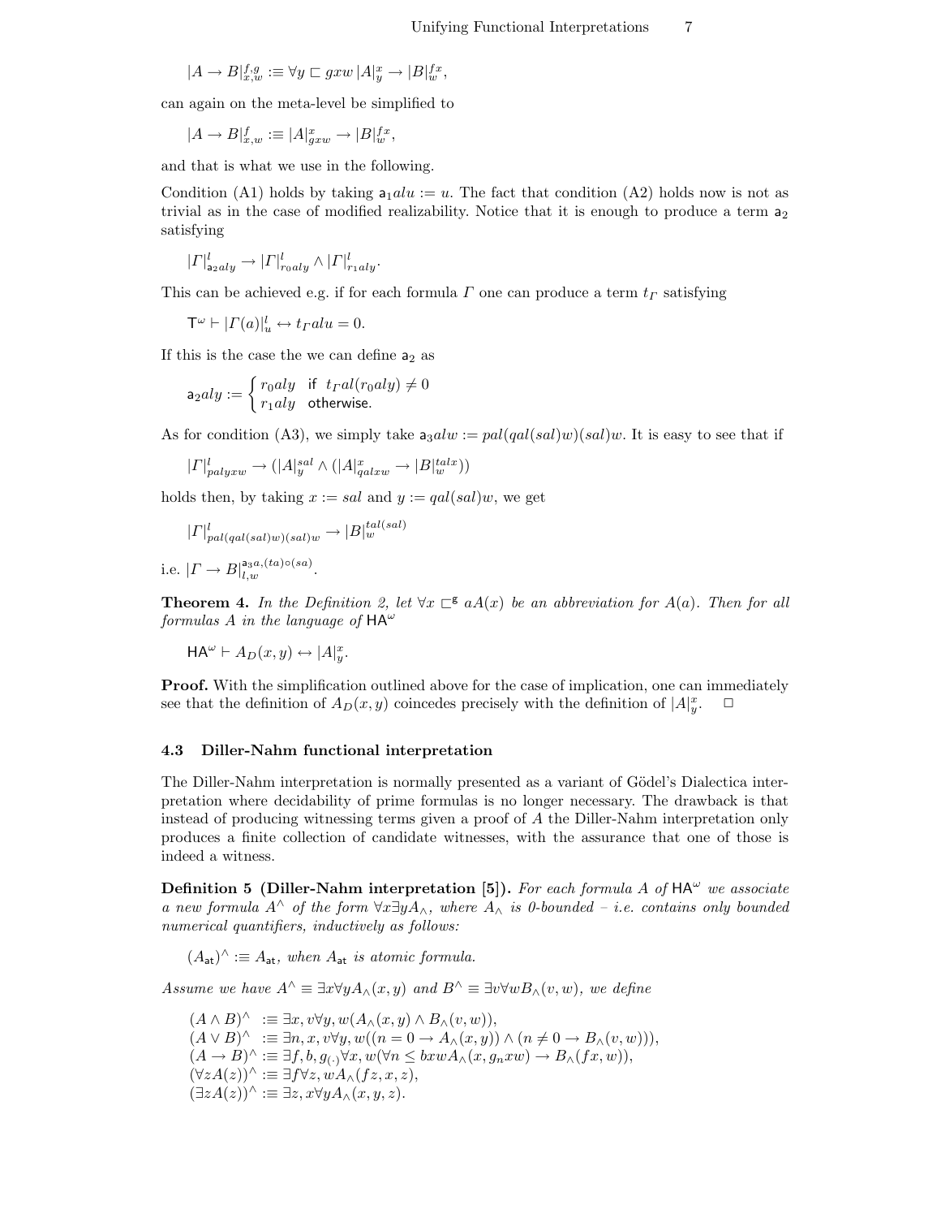$$|A \to B|^{f,g}_{x,w} :\equiv \forall y \sqsubset gxw\, |A|^x_y \to |B|^{fx}_w,$$

can again on the meta-level be simplified to

$$|A \to B|^{f}_{x,w} :\equiv |A|^x_{gxw} \to |B|^{fx}_w,$$

and that is what we use in the following.

Condition (A1) holds by taking $\mathsf{a}_1 alu := u$. The fact that condition (A2) holds now is not as trivial as in the case of modified realizability. Notice that it is enough to produce a term $\mathsf{a}_2$ satisfying

$$|\Gamma|^l_{\mathsf{a}_2 aly} \to |\Gamma|^l_{r_0 aly} \wedge |\Gamma|^l_{r_1 aly}.$$

This can be achieved e.g. if for each formula $\Gamma$ one can produce a term $t_\Gamma$ satisfying

$$\mathsf{T}^\omega \vdash |\Gamma(a)|^l_u \leftrightarrow t_\Gamma alu = 0.$$

If this is the case the we can define $\mathsf{a}_2$ as

$$\mathsf{a}_2 aly := \begin{cases} r_0 aly & \text{if } t_\Gamma al(r_0 aly) \neq 0 \\ r_1 aly & \text{otherwise.} \end{cases}$$

As for condition (A3), we simply take $\mathsf{a}_3 alw := pal(qal(sal)w)(sal)w$. It is easy to see that if

$$|\Gamma|^l_{palyxw} \to (|A|^{sal}_y \wedge (|A|^x_{qalxw} \to |B|^{talx}_w))$$

holds then, by taking $x := sal$ and $y := qal(sal)w$, we get

$$|\Gamma|^l_{pal(qal(sal)w)(sal)w} \to |B|^{tal(sal)}_w$$

i.e. $|\Gamma \to B|^{\mathsf{a}_3 a, (ta)\circ(sa)}_{l,w}$.

**Theorem 4.** *In the Definition 2, let $\forall x \sqsubset^{\mathsf{g}} aA(x)$ be an abbreviation for $A(a)$. Then for all formulas $A$ in the language of $\mathsf{HA}^\omega$*

$$\mathsf{HA}^\omega \vdash A_D(x,y) \leftrightarrow |A|^x_y.$$

**Proof.** With the simplification outlined above for the case of implication, one can immediately see that the definition of $A_D(x,y)$ coincedes precisely with the definition of $|A|^x_y$. □

### 4.3 Diller-Nahm functional interpretation

The Diller-Nahm interpretation is normally presented as a variant of Gödel's Dialectica interpretation where decidability of prime formulas is no longer necessary. The drawback is that instead of producing witnessing terms given a proof of $A$ the Diller-Nahm interpretation only produces a finite collection of candidate witnesses, with the assurance that one of those is indeed a witness.

**Definition 5 (Diller-Nahm interpretation [5]).** *For each formula $A$ of $\mathsf{HA}^\omega$ we associate a new formula $A^\wedge$ of the form $\forall x \exists y A_\wedge$, where $A_\wedge$ is 0-bounded – i.e. contains only bounded numerical quantifiers, inductively as follows:*

$(A_{\mathsf{at}})^\wedge :\equiv A_{\mathsf{at}}$, *when $A_{\mathsf{at}}$ is atomic formula.*

*Assume we have $A^\wedge \equiv \exists x \forall y A_\wedge(x,y)$ and $B^\wedge \equiv \exists v \forall w B_\wedge(v,w)$, we define*

$$\begin{aligned}
(A \wedge B)^\wedge &:\equiv \exists x, v \forall y, w (A_\wedge(x,y) \wedge B_\wedge(v,w)),\\
(A \vee B)^\wedge &:\equiv \exists n, x, v \forall y, w ((n = 0 \to A_\wedge(x,y)) \wedge (n \neq 0 \to B_\wedge(v,w))),\\
(A \to B)^\wedge &:\equiv \exists f, b, g_{(\cdot)} \forall x, w (\forall n \leq bxw A_\wedge(x, g_n xw) \to B_\wedge(fx, w)),\\
(\forall z A(z))^\wedge &:\equiv \exists f \forall z, w A_\wedge(fz, x, z),\\
(\exists z A(z))^\wedge &:\equiv \exists z, x \forall y A_\wedge(x, y, z).
\end{aligned}$$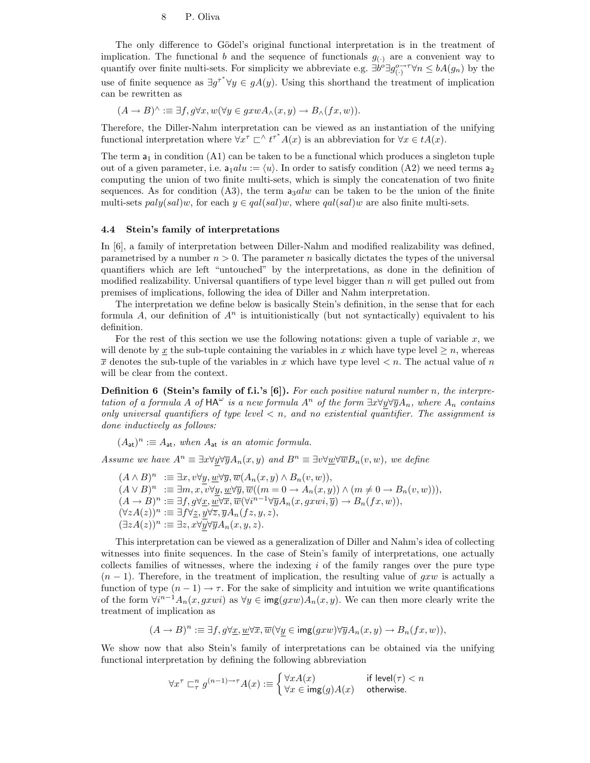The only difference to Gödel's original functional interpretation is in the treatment of implication. The functional $b$ and the sequence of functionals $g_{(\cdot)}$ are a convenient way to quantify over finite multi-sets. For simplicity we abbreviate e.g. $\exists b^o \exists g^{o \to \tau}_{(\cdot)} \forall n \leq b A(g_n)$ by the use of finite sequence as $\exists g^{\tau^*} \forall y \in g A(y)$. Using this shorthand the treatment of implication can be rewritten as

$$(A \to B)^\wedge :\equiv \exists f, g \forall x, w (\forall y \in gxw A_\wedge(x,y) \to B_\wedge(fx, w)).$$

Therefore, the Diller-Nahm interpretation can be viewed as an instantiation of the unifying functional interpretation where $\forall x^\tau \sqsubset^\wedge t^{\tau^*} A(x)$ is an abbreviation for $\forall x \in t A(x)$.

The term $\mathsf{a}_1$ in condition (A1) can be taken to be a functional which produces a singleton tuple out of a given parameter, i.e. $\mathsf{a}_1 alu := \langle u \rangle$. In order to satisfy condition (A2) we need terms $\mathsf{a}_2$ computing the union of two finite multi-sets, which is simply the concatenation of two finite sequences. As for condition (A3), the term $\mathsf{a}_3 alw$ can be taken to be the union of the finite multi-sets $paly(sal)w$, for each $y \in qal(sal)w$, where $qal(sal)w$ are also finite multi-sets.

### 4.4 Stein's family of interpretations

In [6], a family of interpretation between Diller-Nahm and modified realizability was defined, parametrised by a number $n > 0$. The parameter $n$ basically dictates the types of the universal quantifiers which are left "untouched" by the interpretations, as done in the definition of modified realizability. Universal quantifiers of type level bigger than $n$ will get pulled out from premises of implications, following the idea of Diller and Nahm interpretation.

The interpretation we define below is basically Stein's definition, in the sense that for each formula $A$, our definition of $A^n$ is intuitionistically (but not syntactically) equivalent to his definition.

For the rest of this section we use the following notations: given a tuple of variable $x$, we will denote by $\underline{x}$ the sub-tuple containing the variables in $x$ which have type level $\geq n$, whereas $\overline{x}$ denotes the sub-tuple of the variables in $x$ which have type level $< n$. The actual value of $n$ will be clear from the context.

**Definition 6 (Stein's family of f.i.'s [6]).** *For each positive natural number $n$, the interpretation of a formula $A$ of $\mathsf{HA}^\omega$ is a new formula $A^n$ of the form $\exists x \forall \underline{y} \forall \overline{y} A_n$, where $A_n$ contains only universal quantifiers of type level $< n$, and no existential quantifier. The assignment is done inductively as follows:*

$(A_{\mathsf{at}})^n :\equiv A_{\mathsf{at}}$, *when $A_{\mathsf{at}}$ is an atomic formula.*

*Assume we have $A^n \equiv \exists x \forall \underline{y} \forall \overline{y} A_n(x,y)$ and $B^n \equiv \exists v \forall \underline{w} \forall \overline{w} B_n(v,w)$, we define*

$$
\begin{aligned}
(A \wedge B)^n &:\equiv \exists x, v \forall \underline{y}, \underline{w} \forall \overline{y}, \overline{w} (A_n(x,y) \wedge B_n(v,w)),\\
(A \vee B)^n &:\equiv \exists m, x, v \forall \underline{y}, \underline{w} \forall \overline{y}, \overline{w} ((m = 0 \to A_n(x,y)) \wedge (m \neq 0 \to B_n(v,w))),\\
(A \to B)^n &:\equiv \exists f, g \forall \underline{x}, \underline{w} \forall \overline{x}, \overline{w} (\forall i^{n-1} \forall \overline{y} A_n(x, gxwi, \overline{y}) \to B_n(fx, w)),\\
(\forall z A(z))^n &:\equiv \exists f \forall \underline{z}, \underline{y} \forall \overline{z}, \overline{y} A_n(fz, y, z),\\
(\exists z A(z))^n &:\equiv \exists z, x \forall \underline{y} \forall \overline{y} A_n(x, y, z).
\end{aligned}
$$

This interpretation can be viewed as a generalization of Diller and Nahm's idea of collecting witnesses into finite sequences. In the case of Stein's family of interpretations, one actually collects families of witnesses, where the indexing $i$ of the family ranges over the pure type $(n-1)$. Therefore, in the treatment of implication, the resulting value of $gxw$ is actually a function of type $(n-1) \to \tau$. For the sake of simplicity and intuition we write quantifications of the form $\forall i^{n-1} A_n(x, gxwi)$ as $\forall y \in \mathsf{img}(gxw) A_n(x,y)$. We can then more clearly write the treatment of implication as

$$(A \to B)^n :\equiv \exists f, g \forall \underline{x}, \underline{w} \forall \overline{x}, \overline{w} (\forall \underline{y} \in \mathsf{img}(gxw) \forall \overline{y} A_n(x,y) \to B_n(fx, w)),$$

We show now that also Stein's family of interpretations can be obtained via the unifying functional interpretation by defining the following abbreviation

$$\forall x^\tau \sqsubset^n_\tau g^{(n-1) \to \tau} A(x) :\equiv \begin{cases} \forall x A(x) & \text{if } \mathsf{level}(\tau) < n \\ \forall x \in \mathsf{img}(g) A(x) & \text{otherwise.} \end{cases}$$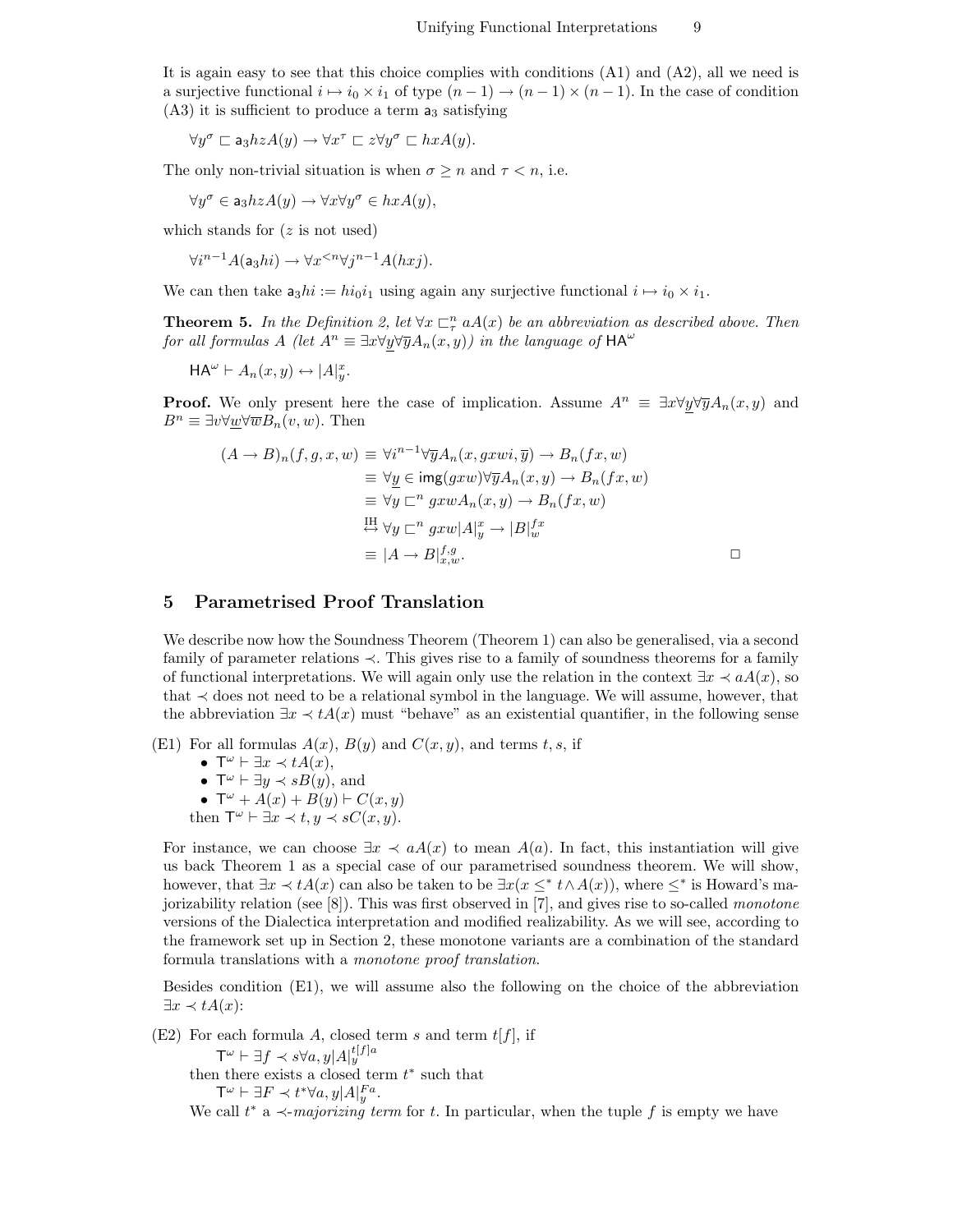It is again easy to see that this choice complies with conditions (A1) and (A2), all we need is a surjective functional $i \mapsto i_0 \times i_1$ of type $(n-1) \to (n-1) \times (n-1)$. In the case of condition (A3) it is sufficient to produce a term $\mathsf{a}_3$ satisfying

$$\forall y^\sigma \sqsubset \mathsf{a}_3 hz A(y) \to \forall x^\tau \sqsubset z \forall y^\sigma \sqsubset hx A(y).$$

The only non-trivial situation is when $\sigma \geq n$ and $\tau < n$, i.e.

$$\forall y^\sigma \in \mathsf{a}_3 hz A(y) \to \forall x \forall y^\sigma \in hx A(y),$$

which stands for ($z$ is not used)

$$\forall i^{n-1} A(\mathsf{a}_3 hi) \to \forall x^{<n} \forall j^{n-1} A(hxj).$$

We can then take $\mathsf{a}_3 hi := hi_0 i_1$ using again any surjective functional $i \mapsto i_0 \times i_1$.

**Theorem 5.** *In the Definition 2, let $\forall x \sqsubset^n_\tau aA(x)$ be an abbreviation as described above. Then for all formulas $A$ (let $A^n \equiv \exists x \forall \underline{y} \forall \overline{y} A_n(x, y)$) in the language of $\mathsf{HA}^\omega$*

$$\mathsf{HA}^\omega \vdash A_n(x, y) \leftrightarrow |A|^x_y.$$

**Proof.** We only present here the case of implication. Assume $A^n \equiv \exists x \forall \underline{y} \forall \overline{y} A_n(x, y)$ and $B^n \equiv \exists v \forall \underline{w} \forall \overline{w} B_n(v, w)$. Then

$$\begin{aligned}
(A \to B)_n(f, g, x, w) &\equiv \forall i^{n-1} \forall \overline{y} A_n(x, gxwi, \overline{y}) \to B_n(fx, w) \\
&\equiv \forall \underline{y} \in \mathsf{img}(gxw) \forall \overline{y} A_n(x, y) \to B_n(fx, w) \\
&\equiv \forall y \sqsubset^n gxw A_n(x, y) \to B_n(fx, w) \\
&\overset{\text{IH}}{\leftrightarrow} \forall y \sqsubset^n gxw |A|^x_y \to |B|^{fx}_w \\
&\equiv |A \to B|^{f,g}_{x,w}.
\end{aligned}$$

$\square$

## 5 Parametrised Proof Translation

We describe now how the Soundness Theorem (Theorem 1) can also be generalised, via a second family of parameter relations $\prec$. This gives rise to a family of soundness theorems for a family of functional interpretations. We will again only use the relation in the context $\exists x \prec aA(x)$, so that $\prec$ does not need to be a relational symbol in the language. We will assume, however, that the abbreviation $\exists x \prec tA(x)$ must "behave" as an existential quantifier, in the following sense

(E1) For all formulas $A(x)$, $B(y)$ and $C(x, y)$, and terms $t, s$, if
- $\mathsf{T}^\omega \vdash \exists x \prec tA(x)$,
- $\mathsf{T}^\omega \vdash \exists y \prec sB(y)$, and
- $\mathsf{T}^\omega + A(x) + B(y) \vdash C(x, y)$

then $\mathsf{T}^\omega \vdash \exists x \prec t, y \prec sC(x, y)$.

For instance, we can choose $\exists x \prec aA(x)$ to mean $A(a)$. In fact, this instantiation will give us back Theorem 1 as a special case of our parametrised soundness theorem. We will show, however, that $\exists x \prec tA(x)$ can also be taken to be $\exists x(x \leq^* t \wedge A(x))$, where $\leq^*$ is Howard's majorizability relation (see [8]). This was first observed in [7], and gives rise to so-called *monotone* versions of the Dialectica interpretation and modified realizability. As we will see, according to the framework set up in Section 2, these monotone variants are a combination of the standard formula translations with a *monotone proof translation*.

Besides condition (E1), we will assume also the following on the choice of the abbreviation $\exists x \prec tA(x)$:

(E2) For each formula $A$, closed term $s$ and term $t[f]$, if

$\mathsf{T}^\omega \vdash \exists f \prec s \forall a, y |A|^{t[f]a}_y$

then there exists a closed term $t^*$ such that

$\mathsf{T}^\omega \vdash \exists F \prec t^* \forall a, y |A|^{Fa}_y$.

We call $t^*$ a $\prec$*-majorizing term* for $t$. In particular, when the tuple $f$ is empty we have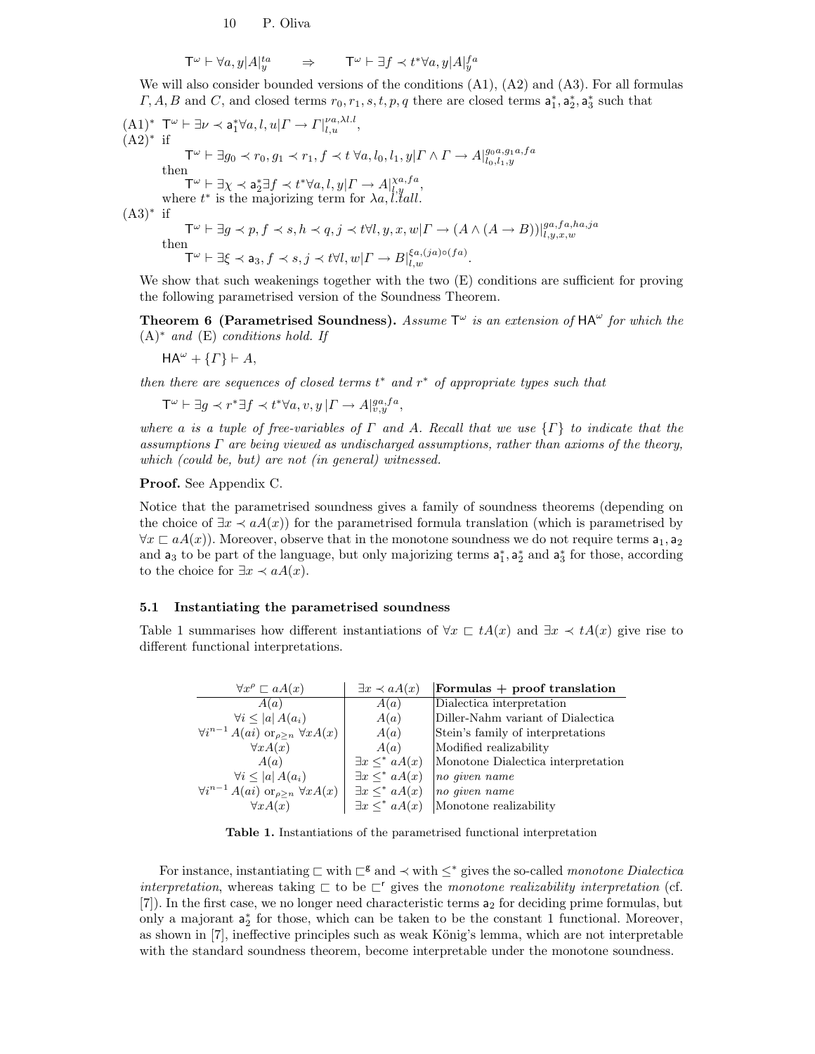$$\mathsf{T}^\omega \vdash \forall a, y | A|^{ta}_y \qquad \Rightarrow \qquad \mathsf{T}^\omega \vdash \exists f \prec t^* \forall a, y | A|^{fa}_y$$

We will also consider bounded versions of the conditions (A1), (A2) and (A3). For all formulas $\Gamma, A, B$ and $C$, and closed terms $r_0, r_1, s, t, p, q$ there are closed terms $\mathsf{a}_1^*, \mathsf{a}_2^*, \mathsf{a}_3^*$ such that

(A1)$^*$ $\mathsf{T}^\omega \vdash \exists \nu \prec \mathsf{a}_1^* \forall a, l, u | \Gamma \to \Gamma|^{\nu a, \lambda l.l}_{l,u}$,

(A2)$^*$ if

$$\mathsf{T}^\omega \vdash \exists g_0 \prec r_0, g_1 \prec r_1, f \prec t \, \forall a, l_0, l_1, y | \Gamma \wedge \Gamma \to A|^{g_0 a, g_1 a, fa}_{l_0, l_1, y}$$

then

$$\mathsf{T}^\omega \vdash \exists \chi \prec \mathsf{a}_2^* \exists f \prec t^* \forall a, l, y | \Gamma \to A|^{\chi a, fa}_{l,y},$$

where $t^*$ is the majorizing term for $\lambda a, l.tall$.

(A3)$^*$ if

$$\mathsf{T}^\omega \vdash \exists g \prec p, f \prec s, h \prec q, j \prec t \forall l, y, x, w | \Gamma \to (A \wedge (A \to B))|^{ga, fa, ha, ja}_{l,y,x,w}$$

then

$$\mathsf{T}^\omega \vdash \exists \xi \prec \mathsf{a}_3, f \prec s, j \prec t \forall l, w | \Gamma \to B|^{\xi a, (ja) \circ (fa)}_{l,w}.$$

We show that such weakenings together with the two (E) conditions are sufficient for proving the following parametrised version of the Soundness Theorem.

**Theorem 6 (Parametrised Soundness).** *Assume $\mathsf{T}^\omega$ is an extension of $\mathsf{HA}^\omega$ for which the* (A)$^*$ *and* (E) *conditions hold. If*

$$\mathsf{HA}^\omega + \{\Gamma\} \vdash A,$$

*then there are sequences of closed terms $t^*$ and $r^*$ of appropriate types such that*

$$\mathsf{T}^\omega \vdash \exists g \prec r^* \exists f \prec t^* \forall a, v, y \, | \Gamma \to A|^{ga, fa}_{v,y},$$

*where $a$ is a tuple of free-variables of $\Gamma$ and $A$. Recall that we use $\{\Gamma\}$ to indicate that the assumptions $\Gamma$ are being viewed as undischarged assumptions, rather than axioms of the theory, which (could be, but) are not (in general) witnessed.*

**Proof.** See Appendix C.

Notice that the parametrised soundness gives a family of soundness theorems (depending on the choice of $\exists x \prec a A(x)$) for the parametrised formula translation (which is parametrised by $\forall x \sqsubset a A(x)$). Moreover, observe that in the monotone soundness we do not require terms $\mathsf{a}_1, \mathsf{a}_2$ and $\mathsf{a}_3$ to be part of the language, but only majorizing terms $\mathsf{a}_1^*, \mathsf{a}_2^*$ and $\mathsf{a}_3^*$ for those, according to the choice for $\exists x \prec a A(x)$.

### 5.1 Instantiating the parametrised soundness

Table 1 summarises how different instantiations of $\forall x \sqsubset t A(x)$ and $\exists x \prec t A(x)$ give rise to different functional interpretations.

| $\forall x^\rho \sqsubset a A(x)$ | $\exists x \prec a A(x)$ | **Formulas + proof translation** |
|---|---|---|
| $A(a)$ | $A(a)$ | Dialectica interpretation |
| $\forall i \leq \lvert a \rvert \, A(a_i)$ | $A(a)$ | Diller-Nahm variant of Dialectica |
| $\forall i^{n-1} A(ai)$ or$_{\rho \geq n}$ $\forall x A(x)$ | $A(a)$ | Stein's family of interpretations |
| $\forall x A(x)$ | $A(a)$ | Modified realizability |
| $A(a)$ | $\exists x \leq^* a A(x)$ | Monotone Dialectica interpretation |
| $\forall i \leq \lvert a \rvert \, A(a_i)$ | $\exists x \leq^* a A(x)$ | *no given name* |
| $\forall i^{n-1} A(ai)$ or$_{\rho \geq n}$ $\forall x A(x)$ | $\exists x \leq^* a A(x)$ | *no given name* |
| $\forall x A(x)$ | $\exists x \leq^* a A(x)$ | Monotone realizability |

**Table 1.** Instantiations of the parametrised functional interpretation

For instance, instantiating $\sqsubset$ with $\sqsubset^{\mathsf{g}}$ and $\prec$ with $\leq^*$ gives the so-called *monotone Dialectica interpretation*, whereas taking $\sqsubset$ to be $\sqsubset^{\mathsf{r}}$ gives the *monotone realizability interpretation* (cf. [7]). In the first case, we no longer need characteristic terms $\mathsf{a}_2$ for deciding prime formulas, but only a majorant $\mathsf{a}_2^*$ for those, which can be taken to be the constant 1 functional. Moreover, as shown in [7], ineffective principles such as weak König's lemma, which are not interpretable with the standard soundness theorem, become interpretable under the monotone soundness.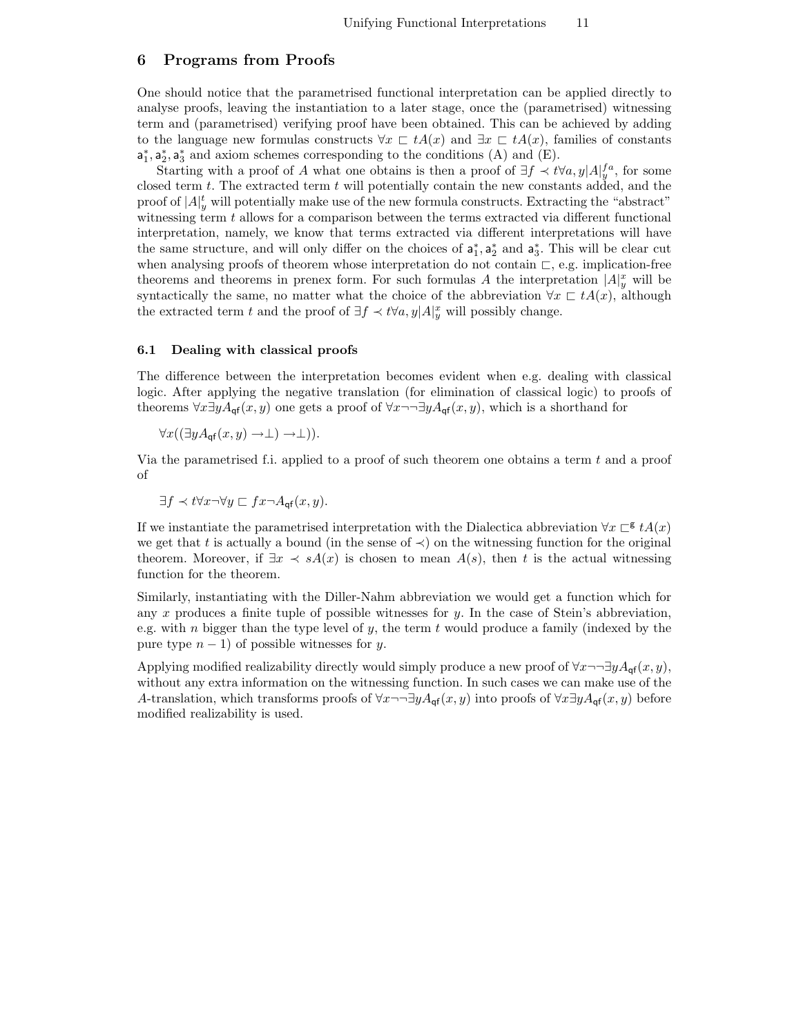## 6 Programs from Proofs

One should notice that the parametrised functional interpretation can be applied directly to analyse proofs, leaving the instantiation to a later stage, once the (parametrised) witnessing term and (parametrised) verifying proof have been obtained. This can be achieved by adding to the language new formulas constructs $\forall x \sqsubset tA(x)$ and $\exists x \sqsubset tA(x)$, families of constants $\mathsf{a}_1^*, \mathsf{a}_2^*, \mathsf{a}_3^*$ and axiom schemes corresponding to the conditions (A) and (E).

Starting with a proof of $A$ what one obtains is then a proof of $\exists f \prec t \forall a, y |A|_y^{fa}$, for some closed term $t$. The extracted term $t$ will potentially contain the new constants added, and the proof of $|A|_y^t$ will potentially make use of the new formula constructs. Extracting the "abstract" witnessing term $t$ allows for a comparison between the terms extracted via different functional interpretation, namely, we know that terms extracted via different interpretations will have the same structure, and will only differ on the choices of $\mathsf{a}_1^*, \mathsf{a}_2^*$ and $\mathsf{a}_3^*$. This will be clear cut when analysing proofs of theorem whose interpretation do not contain $\sqsubset$, e.g. implication-free theorems and theorems in prenex form. For such formulas $A$ the interpretation $|A|_y^x$ will be syntactically the same, no matter what the choice of the abbreviation $\forall x \sqsubset tA(x)$, although the extracted term $t$ and the proof of $\exists f \prec t \forall a, y |A|_y^x$ will possibly change.

### 6.1 Dealing with classical proofs

The difference between the interpretation becomes evident when e.g. dealing with classical logic. After applying the negative translation (for elimination of classical logic) to proofs of theorems $\forall x \exists y A_{\mathsf{qf}}(x,y)$ one gets a proof of $\forall x \neg\neg \exists y A_{\mathsf{qf}}(x,y)$, which is a shorthand for

$$\forall x ((\exists y A_{\mathsf{qf}}(x,y) \to \perp) \to \perp)).$$

Via the parametrised f.i. applied to a proof of such theorem one obtains a term $t$ and a proof of

$$\exists f \prec t \forall x \neg \forall y \sqsubset fx \neg A_{\mathsf{qf}}(x,y).$$

If we instantiate the parametrised interpretation with the Dialectica abbreviation $\forall x \sqsubset^{\mathsf{g}} tA(x)$ we get that $t$ is actually a bound (in the sense of $\prec$) on the witnessing function for the original theorem. Moreover, if $\exists x \prec sA(x)$ is chosen to mean $A(s)$, then $t$ is the actual witnessing function for the theorem.

Similarly, instantiating with the Diller-Nahm abbreviation we would get a function which for any $x$ produces a finite tuple of possible witnesses for $y$. In the case of Stein's abbreviation, e.g. with $n$ bigger than the type level of $y$, the term $t$ would produce a family (indexed by the pure type $n-1$) of possible witnesses for $y$.

Applying modified realizability directly would simply produce a new proof of $\forall x \neg\neg \exists y A_{\mathsf{qf}}(x,y)$, without any extra information on the witnessing function. In such cases we can make use of the $A$-translation, which transforms proofs of $\forall x \neg\neg \exists y A_{\mathsf{qf}}(x,y)$ into proofs of $\forall x \exists y A_{\mathsf{qf}}(x,y)$ before modified realizability is used.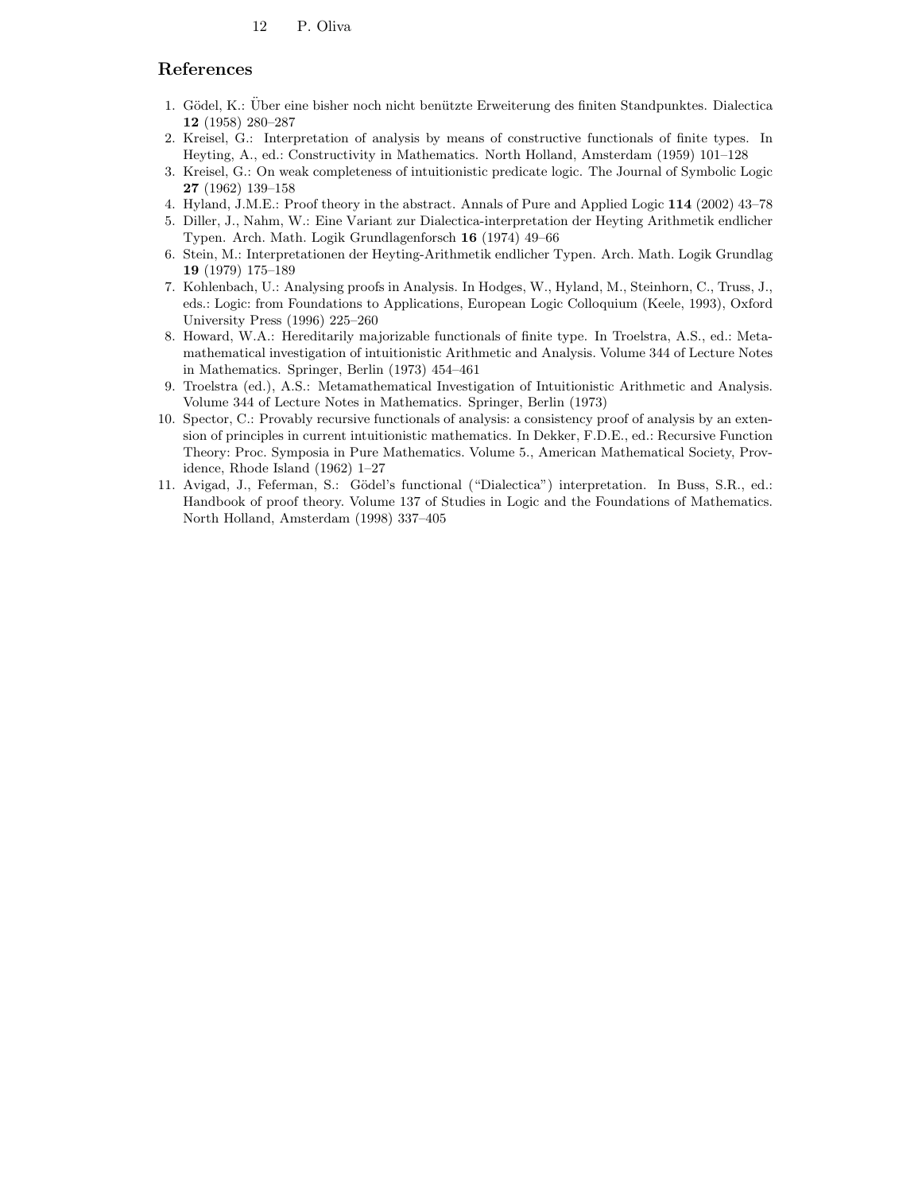## References

1. Gödel, K.: Über eine bisher noch nicht benützte Erweiterung des finiten Standpunktes. Dialectica **12** (1958) 280–287
2. Kreisel, G.: Interpretation of analysis by means of constructive functionals of finite types. In Heyting, A., ed.: Constructivity in Mathematics. North Holland, Amsterdam (1959) 101–128
3. Kreisel, G.: On weak completeness of intuitionistic predicate logic. The Journal of Symbolic Logic **27** (1962) 139–158
4. Hyland, J.M.E.: Proof theory in the abstract. Annals of Pure and Applied Logic **114** (2002) 43–78
5. Diller, J., Nahm, W.: Eine Variant zur Dialectica-interpretation der Heyting Arithmetik endlicher Typen. Arch. Math. Logik Grundlagenforsch **16** (1974) 49–66
6. Stein, M.: Interpretationen der Heyting-Arithmetik endlicher Typen. Arch. Math. Logik Grundlag **19** (1979) 175–189
7. Kohlenbach, U.: Analysing proofs in Analysis. In Hodges, W., Hyland, M., Steinhorn, C., Truss, J., eds.: Logic: from Foundations to Applications, European Logic Colloquium (Keele, 1993), Oxford University Press (1996) 225–260
8. Howard, W.A.: Hereditarily majorizable functionals of finite type. In Troelstra, A.S., ed.: Metamathematical investigation of intuitionistic Arithmetic and Analysis. Volume 344 of Lecture Notes in Mathematics. Springer, Berlin (1973) 454–461
9. Troelstra (ed.), A.S.: Metamathematical Investigation of Intuitionistic Arithmetic and Analysis. Volume 344 of Lecture Notes in Mathematics. Springer, Berlin (1973)
10. Spector, C.: Provably recursive functionals of analysis: a consistency proof of analysis by an extension of principles in current intuitionistic mathematics. In Dekker, F.D.E., ed.: Recursive Function Theory: Proc. Symposia in Pure Mathematics. Volume 5., American Mathematical Society, Providence, Rhode Island (1962) 1–27
11. Avigad, J., Feferman, S.: Gödel's functional ("Dialectica") interpretation. In Buss, S.R., ed.: Handbook of proof theory. Volume 137 of Studies in Logic and the Foundations of Mathematics. North Holland, Amsterdam (1998) 337–405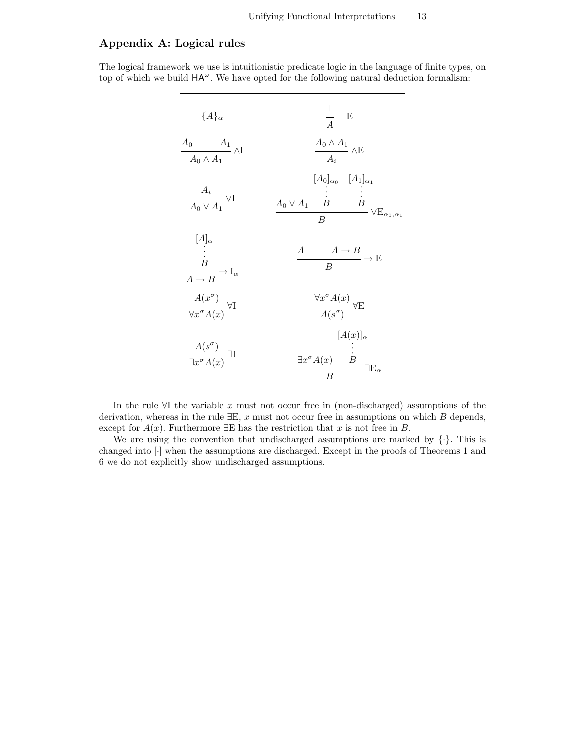## Appendix A: Logical rules

The logical framework we use is intuitionistic predicate logic in the language of finite types, on top of which we build $\mathsf{HA}^\omega$. We have opted for the following natural deduction formalism:

$$\{A\}_\alpha \qquad\qquad \frac{\bot}{A}\,\bot\,\mathrm{E}$$

$$\frac{A_0 \qquad A_1}{A_0 \wedge A_1}\,\wedge\mathrm{I} \qquad\qquad \frac{A_0 \wedge A_1}{A_i}\,\wedge\mathrm{E}$$

$$\frac{A_i}{A_0 \vee A_1}\,\vee\mathrm{I} \qquad\qquad \frac{A_0 \vee A_1 \qquad \begin{array}{c}[A_0]_{\alpha_0} \\ \vdots \\ B\end{array} \qquad \begin{array}{c}[A_1]_{\alpha_1} \\ \vdots \\ B\end{array}}{B}\,\vee\mathrm{E}_{\alpha_0,\alpha_1}$$

$$\frac{\begin{array}{c}[A]_\alpha \\ \vdots \\ B\end{array}}{A \to B}\,\to\mathrm{I}_\alpha \qquad\qquad \frac{A \qquad A \to B}{B}\,\to\mathrm{E}$$

$$\frac{A(x^\sigma)}{\forall x^\sigma A(x)}\,\forall\mathrm{I} \qquad\qquad \frac{\forall x^\sigma A(x)}{A(s^\sigma)}\,\forall\mathrm{E}$$

$$\frac{A(s^\sigma)}{\exists x^\sigma A(x)}\,\exists\mathrm{I} \qquad\qquad \frac{\exists x^\sigma A(x) \qquad \begin{array}{c}[A(x)]_\alpha \\ \vdots \\ B\end{array}}{B}\,\exists\mathrm{E}_\alpha$$

In the rule $\forall$I the variable $x$ must not occur free in (non-discharged) assumptions of the derivation, whereas in the rule $\exists$E, $x$ must not occur free in assumptions on which $B$ depends, except for $A(x)$. Furthermore $\exists$E has the restriction that $x$ is not free in $B$.

We are using the convention that undischarged assumptions are marked by $\{\cdot\}$. This is changed into $[\cdot]$ when the assumptions are discharged. Except in the proofs of Theorems 1 and 6 we do not explicitly show undischarged assumptions.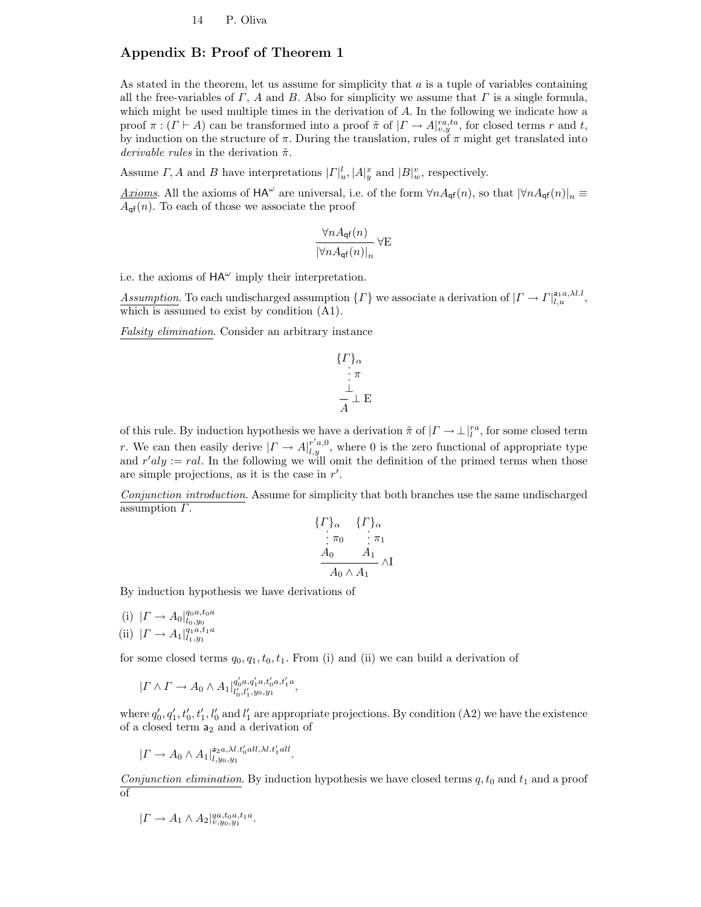## Appendix B: Proof of Theorem 1

As stated in the theorem, let us assume for simplicity that $a$ is a tuple of variables containing all the free-variables of $\Gamma$, $A$ and $B$. Also for simplicity we assume that $\Gamma$ is a single formula, which might be used multiple times in the derivation of $A$. In the following we indicate how a proof $\pi : (\Gamma \vdash A)$ can be transformed into a proof $\tilde{\pi}$ of $|\Gamma \to A|^{ra,ta}_{v,y}$, for closed terms $r$ and $t$, by induction on the structure of $\pi$. During the translation, rules of $\pi$ might get translated into *derivable rules* in the derivation $\tilde{\pi}$.

Assume $\Gamma, A$ and $B$ have interpretations $|\Gamma|^l_u, |A|^x_y$ and $|B|^v_w$, respectively.

<u>*Axioms*</u>. All the axioms of $\mathsf{HA}^\omega$ are universal, i.e. of the form $\forall n A_{\mathsf{qf}}(n)$, so that $|\forall n A_{\mathsf{qf}}(n)|_n \equiv A_{\mathsf{qf}}(n)$. To each of those we associate the proof

$$\frac{\forall n A_{\mathsf{qf}}(n)}{|\forall n A_{\mathsf{qf}}(n)|_n} \forall \mathrm{E}$$

i.e. the axioms of $\mathsf{HA}^\omega$ imply their interpretation.

<u>*Assumption*</u>. To each undischarged assumption $\{\Gamma\}$ we associate a derivation of $|\Gamma \to \Gamma|^{\mathsf{a}_1 a, \lambda l.l}_{l,u}$, which is assumed to exist by condition (A1).

<u>*Falsity elimination*</u>. Consider an arbitrary instance

$$\frac{\begin{array}{c}\{\Gamma\}_\alpha \\ \vdots\, \pi \\ \bot\end{array}}{A} \bot\,\mathrm{E}$$

of this rule. By induction hypothesis we have a derivation $\tilde{\pi}$ of $|\Gamma \to \bot|^{ra}_l$, for some closed term $r$. We can then easily derive $|\Gamma \to A|^{r'a,0}_{l,y}$, where $0$ is the zero functional of appropriate type and $r'aly := ral$. In the following we will omit the definition of the primed terms when those are simple projections, as it is the case in $r'$.

<u>*Conjunction introduction*</u>. Assume for simplicity that both branches use the same undischarged assumption $\Gamma$.

$$\frac{\begin{array}{c}\{\Gamma\}_\alpha \\ \vdots\, \pi_0 \\ A_0\end{array} \qquad \begin{array}{c}\{\Gamma\}_\alpha \\ \vdots\, \pi_1 \\ A_1\end{array}}{A_0 \wedge A_1} \wedge\mathrm{I}$$

By induction hypothesis we have derivations of

(i) $|\Gamma \to A_0|^{q_0 a, t_0 a}_{l_0, y_0}$
(ii) $|\Gamma \to A_1|^{q_1 a, t_1 a}_{l_1, y_1}$

for some closed terms $q_0, q_1, t_0, t_1$. From (i) and (ii) we can build a derivation of

$$|\Gamma \wedge \Gamma \to A_0 \wedge A_1|^{q'_0 a, q'_1 a, t'_0 a, t'_1 a}_{l'_0, l'_1, y_0, y_1},$$

where $q'_0, q'_1, t'_0, t'_1, l'_0$ and $l'_1$ are appropriate projections. By condition (A2) we have the existence of a closed term $\mathsf{a}_2$ and a derivation of

$$|\Gamma \to A_0 \wedge A_1|^{\mathsf{a}_2 a, \lambda l. t'_0 all, \lambda l. t'_1 all}_{l, y_0, y_1}.$$

<u>*Conjunction elimination*</u>. By induction hypothesis we have closed terms $q, t_0$ and $t_1$ and a proof of

$$|\Gamma \to A_1 \wedge A_2|^{qa, t_0 a, t_1 a}_{v, y_0, y_1}.$$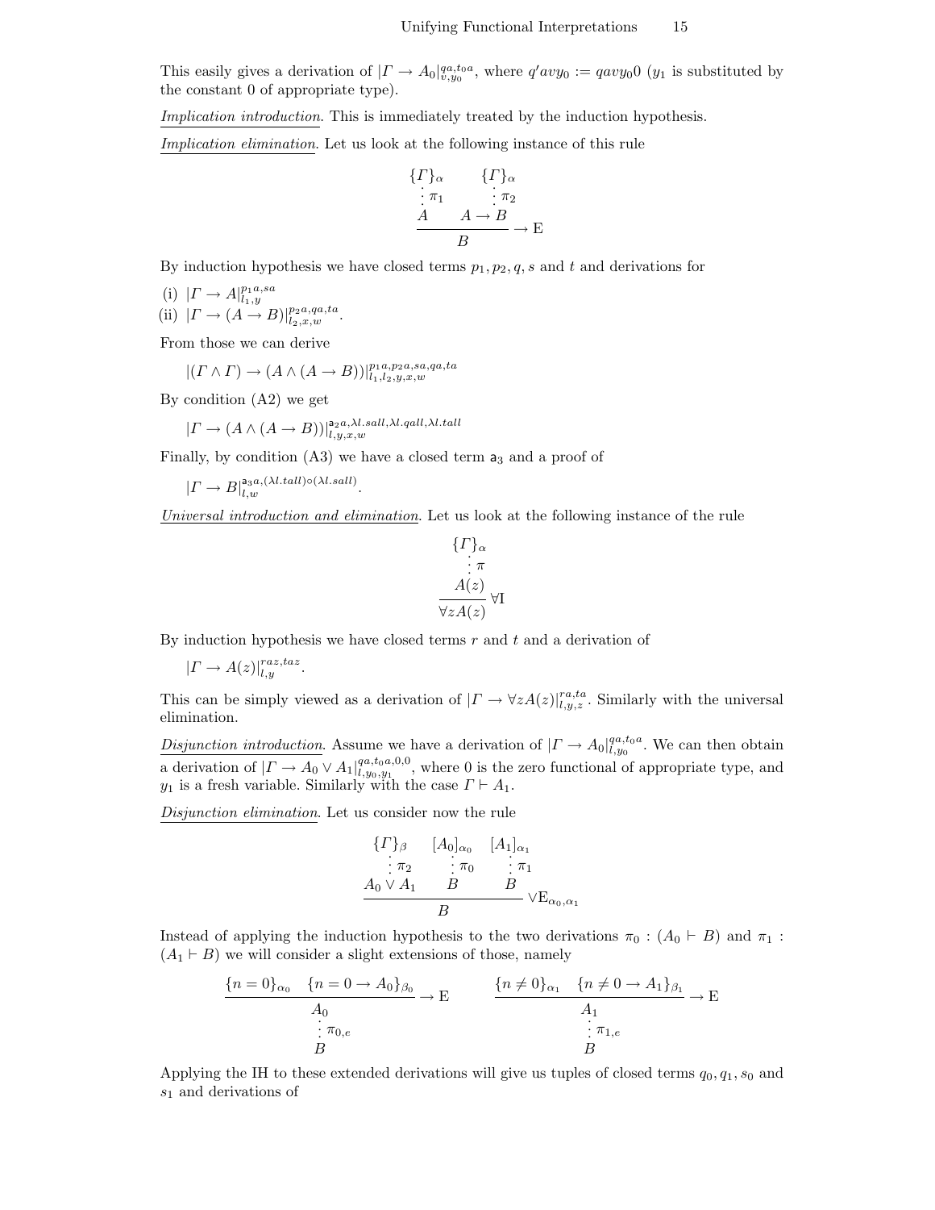This easily gives a derivation of $|\Gamma \to A_0|^{qa, t_0 a}_{v, y_0}$, where $q'avy_0 := qavy_0 0$ ($y_1$ is substituted by the constant 0 of appropriate type).

*Implication introduction*. This is immediately treated by the induction hypothesis.

*Implication elimination*. Let us look at the following instance of this rule

$$\dfrac{\begin{matrix}\{\Gamma\}_\alpha \\ \vdots\, \pi_1 \\ A\end{matrix} \qquad \begin{matrix}\{\Gamma\}_\alpha \\ \vdots\, \pi_2 \\ A \to B\end{matrix}}{B} \to \mathrm{E}$$

By induction hypothesis we have closed terms $p_1, p_2, q, s$ and $t$ and derivations for

(i) $|\Gamma \to A|^{p_1 a, sa}_{l_1, y}$
(ii) $|\Gamma \to (A \to B)|^{p_2 a, qa, ta}_{l_2, x, w}$.

From those we can derive

$$|(\Gamma \wedge \Gamma) \to (A \wedge (A \to B))|^{p_1 a, p_2 a, sa, qa, ta}_{l_1, l_2, y, x, w}$$

By condition (A2) we get

$$|\Gamma \to (A \wedge (A \to B))|^{\mathsf{a}_2 a, \lambda l. sall, \lambda l. qall, \lambda l. tall}_{l, y, x, w}$$

Finally, by condition (A3) we have a closed term $\mathsf{a}_3$ and a proof of

$$|\Gamma \to B|^{\mathsf{a}_3 a, (\lambda l. tall) \circ (\lambda l. sall)}_{l, w}.$$

*Universal introduction and elimination*. Let us look at the following instance of the rule

$$\dfrac{\begin{matrix}\{\Gamma\}_\alpha \\ \vdots\, \pi \\ A(z)\end{matrix}}{\forall z A(z)} \forall \mathrm{I}$$

By induction hypothesis we have closed terms $r$ and $t$ and a derivation of

$$|\Gamma \to A(z)|^{raz, taz}_{l, y}.$$

This can be simply viewed as a derivation of $|\Gamma \to \forall z A(z)|^{ra, ta}_{l, y, z}$. Similarly with the universal elimination.

*Disjunction introduction*. Assume we have a derivation of $|\Gamma \to A_0|^{qa, t_0 a}_{l, y_0}$. We can then obtain a derivation of $|\Gamma \to A_0 \vee A_1|^{qa, t_0 a, 0, 0}_{l, y_0, y_1}$, where 0 is the zero functional of appropriate type, and $y_1$ is a fresh variable. Similarly with the case $\Gamma \vdash A_1$.

*Disjunction elimination*. Let us consider now the rule

$$\dfrac{\begin{matrix}\{\Gamma\}_\beta \\ \vdots\, \pi_2 \\ A_0 \vee A_1\end{matrix} \qquad \begin{matrix}[A_0]_{\alpha_0} \\ \vdots\, \pi_0 \\ B\end{matrix} \qquad \begin{matrix}[A_1]_{\alpha_1} \\ \vdots\, \pi_1 \\ B\end{matrix}}{B} \vee \mathrm{E}_{\alpha_0, \alpha_1}$$

Instead of applying the induction hypothesis to the two derivations $\pi_0 : (A_0 \vdash B)$ and $\pi_1 : (A_1 \vdash B)$ we will consider a slight extensions of those, namely

$$\begin{matrix}\dfrac{\{n = 0\}_{\alpha_0} \quad \{n = 0 \to A_0\}_{\beta_0}}{A_0} \to \mathrm{E} \\ \vdots\, \pi_{0,e} \\ B\end{matrix} \qquad\qquad \begin{matrix}\dfrac{\{n \neq 0\}_{\alpha_1} \quad \{n \neq 0 \to A_1\}_{\beta_1}}{A_1} \to \mathrm{E} \\ \vdots\, \pi_{1,e} \\ B\end{matrix}$$

Applying the IH to these extended derivations will give us tuples of closed terms $q_0, q_1, s_0$ and $s_1$ and derivations of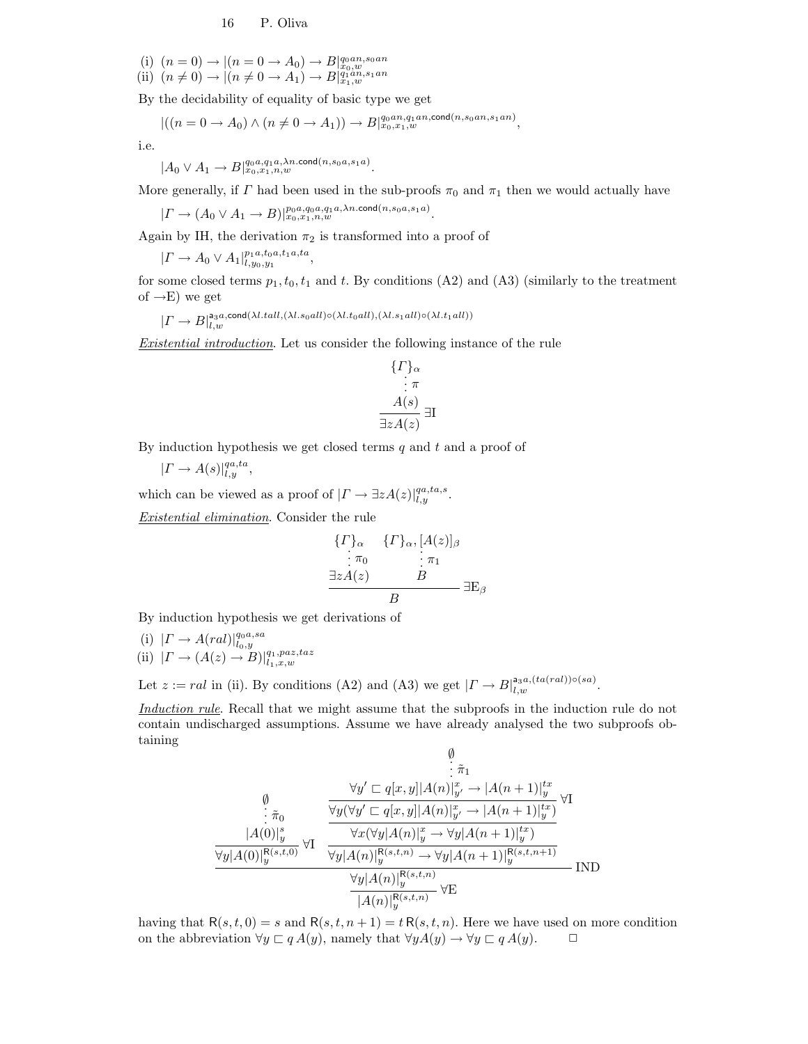(i) $(n = 0) \to |(n = 0 \to A_0) \to B|^{q_0 an, s_0 an}_{x_0, w}$
(ii) $(n \neq 0) \to |(n \neq 0 \to A_1) \to B|^{q_1 an, s_1 an}_{x_1, w}$

By the decidability of equality of basic type we get

$$|((n = 0 \to A_0) \wedge (n \neq 0 \to A_1)) \to B|^{q_0 an, q_1 an, \mathsf{cond}(n, s_0 an, s_1 an)}_{x_0, x_1, w},$$

i.e.

$$|A_0 \vee A_1 \to B|^{q_0 a, q_1 a, \lambda n.\mathsf{cond}(n, s_0 a, s_1 a)}_{x_0, x_1, n, w}.$$

More generally, if $\Gamma$ had been used in the sub-proofs $\pi_0$ and $\pi_1$ then we would actually have

$$|\Gamma \to (A_0 \vee A_1 \to B)|^{p_0 a, q_0 a, q_1 a, \lambda n.\mathsf{cond}(n, s_0 a, s_1 a)}_{x_0, x_1, n, w}.$$

Again by IH, the derivation $\pi_2$ is transformed into a proof of

$$|\Gamma \to A_0 \vee A_1|^{p_1 a, t_0 a, t_1 a, ta}_{l, y_0, y_1},$$

for some closed terms $p_1, t_0, t_1$ and $t$. By conditions (A2) and (A3) (similarly to the treatment of $\to$E) we get

$$|\Gamma \to B|^{\mathsf{a}_3 a, \mathsf{cond}(\lambda l.tall, (\lambda l.s_0 all) \circ (\lambda l.t_0 all), (\lambda l.s_1 all) \circ (\lambda l.t_1 all))}_{l, w}$$

*Existential introduction*. Let us consider the following instance of the rule

$$\dfrac{\begin{array}{c}\{\Gamma\}_\alpha \\ \vdots\ \pi \\ A(s)\end{array}}{\exists z A(z)}\ \exists\mathrm{I}$$

By induction hypothesis we get closed terms $q$ and $t$ and a proof of

$$|\Gamma \to A(s)|^{qa, ta}_{l, y},$$

which can be viewed as a proof of $|\Gamma \to \exists z A(z)|^{qa, ta, s}_{l, y}$.

*Existential elimination*. Consider the rule

$$\dfrac{\begin{array}{c}\{\Gamma\}_\alpha \\ \vdots\ \pi_0 \\ \exists z A(z)\end{array} \qquad \begin{array}{c}\{\Gamma\}_\alpha, [A(z)]_\beta \\ \vdots\ \pi_1 \\ B\end{array}}{B}\ \exists\mathrm{E}_\beta$$

By induction hypothesis we get derivations of

(i) $|\Gamma \to A(ral)|^{q_0 a, sa}_{l_0, y}$
(ii) $|\Gamma \to (A(z) \to B)|^{q_1, paz, taz}_{l_1, x, w}$

Let $z := ral$ in (ii). By conditions (A2) and (A3) we get $|\Gamma \to B|^{\mathsf{a}_3 a, (ta(ral)) \circ (sa)}_{l, w}$.

*Induction rule*. Recall that we might assume that the subproofs in the induction rule do not contain undischarged assumptions. Assume we have already analysed the two subproofs obtaining

$$\dfrac{\dfrac{\begin{array}{c}\emptyset \\ \vdots\ \tilde{\pi}_0 \\ |A(0)|^s_y\end{array}}{\forall y |A(0)|^{\mathsf{R}(s,t,0)}_y}\ \forall\mathrm{I} \qquad \dfrac{\dfrac{\dfrac{\begin{array}{c}\emptyset \\ \vdots\ \tilde{\pi}_1 \\ \forall y' \sqsubset q[x,y] |A(n)|^x_{y'} \to |A(n+1)|^{tx}_y\end{array}}{\forall y (\forall y' \sqsubset q[x,y] |A(n)|^x_{y'} \to |A(n+1)|^{tx}_y)}\ \forall\mathrm{I}}{\forall x (\forall y |A(n)|^x_y \to \forall y |A(n+1)|^{tx}_y)}}{\forall y |A(n)|^{\mathsf{R}(s,t,n)}_y \to \forall y |A(n+1)|^{\mathsf{R}(s,t,n+1)}_y}}{\dfrac{\forall y |A(n)|^{\mathsf{R}(s,t,n)}_y}{|A(n)|^{\mathsf{R}(s,t,n)}_y}\ \forall\mathrm{E}}\ \mathrm{IND}$$

having that $\mathsf{R}(s, t, 0) = s$ and $\mathsf{R}(s, t, n+1) = t\,\mathsf{R}(s, t, n)$. Here we have used on more condition on the abbreviation $\forall y \sqsubset q\, A(y)$, namely that $\forall y A(y) \to \forall y \sqsubset q\, A(y)$. $\square$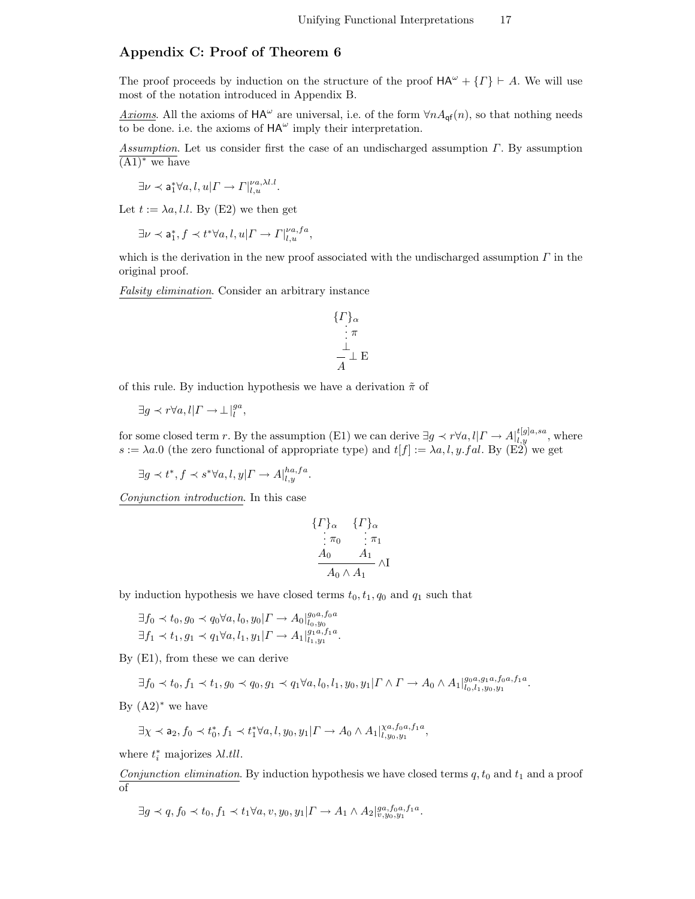## Appendix C: Proof of Theorem 6

The proof proceeds by induction on the structure of the proof $\mathsf{HA}^\omega + \{\Gamma\} \vdash A$. We will use most of the notation introduced in Appendix B.

<u>*Axioms*</u>. All the axioms of $\mathsf{HA}^\omega$ are universal, i.e. of the form $\forall n A_{\mathsf{qf}}(n)$, so that nothing needs to be done. i.e. the axioms of $\mathsf{HA}^\omega$ imply their interpretation.

<u>*Assumption*</u>. Let us consider first the case of an undischarged assumption $\Gamma$. By assumption $\overline{(\mathrm{A1})^*}$ we have

$$\exists \nu \prec \mathsf{a}_1^* \forall a, l, u | \Gamma \to \Gamma|_{l,u}^{\nu a, \lambda l. l}.$$

Let $t := \lambda a, l. l$. By (E2) we then get

$$\exists \nu \prec \mathsf{a}_1^*, f \prec t^* \forall a, l, u | \Gamma \to \Gamma|_{l,u}^{\nu a, f a},$$

which is the derivation in the new proof associated with the undischarged assumption $\Gamma$ in the original proof.

<u>*Falsity elimination*</u>. Consider an arbitrary instance

$$\dfrac{\begin{array}{c}\{\Gamma\}_\alpha \\ \vdots\, \pi \\ \bot\end{array}}{A}\,\bot\,\mathrm{E}$$

of this rule. By induction hypothesis we have a derivation $\tilde{\pi}$ of

$$\exists g \prec r \forall a, l | \Gamma \to \bot|_l^{ga},$$

for some closed term $r$. By the assumption (E1) we can derive $\exists g \prec r \forall a, l | \Gamma \to A|_{l,y}^{t[g]a, sa}$, where $s := \lambda a. 0$ (the zero functional of appropriate type) and $t[f] := \lambda a, l, y. fal$. By (E2) we get

$$\exists g \prec t^*, f \prec s^* \forall a, l, y | \Gamma \to A|_{l,y}^{ha, fa}.$$

<u>*Conjunction introduction*</u>. In this case

$$\dfrac{\begin{array}{c}\{\Gamma\}_\alpha \\ \vdots\, \pi_0 \\ A_0\end{array} \qquad \begin{array}{c}\{\Gamma\}_\alpha \\ \vdots\, \pi_1 \\ A_1\end{array}}{A_0 \wedge A_1}\,\wedge\mathrm{I}$$

by induction hypothesis we have closed terms $t_0, t_1, q_0$ and $q_1$ such that

$$\exists f_0 \prec t_0, g_0 \prec q_0 \forall a, l_0, y_0 | \Gamma \to A_0|_{l_0, y_0}^{g_0 a, f_0 a}$$
$$\exists f_1 \prec t_1, g_1 \prec q_1 \forall a, l_1, y_1 | \Gamma \to A_1|_{l_1, y_1}^{g_1 a, f_1 a}.$$

By (E1), from these we can derive

$$\exists f_0 \prec t_0, f_1 \prec t_1, g_0 \prec q_0, g_1 \prec q_1 \forall a, l_0, l_1, y_0, y_1 | \Gamma \wedge \Gamma \to A_0 \wedge A_1|_{l_0, l_1, y_0, y_1}^{g_0 a, g_1 a, f_0 a, f_1 a}.$$

By $(\mathrm{A2})^*$ we have

$$\exists \chi \prec \mathsf{a}_2, f_0 \prec t_0^*, f_1 \prec t_1^* \forall a, l, y_0, y_1 | \Gamma \to A_0 \wedge A_1|_{l, y_0, y_1}^{\chi a, f_0 a, f_1 a},$$

where $t_i^*$ majorizes $\lambda l. tll$.

<u>*Conjunction elimination*</u>. By induction hypothesis we have closed terms $q, t_0$ and $t_1$ and a proof of

$$\exists g \prec q, f_0 \prec t_0, f_1 \prec t_1 \forall a, v, y_0, y_1 | \Gamma \to A_1 \wedge A_2|_{v, y_0, y_1}^{ga, f_0 a, f_1 a}.$$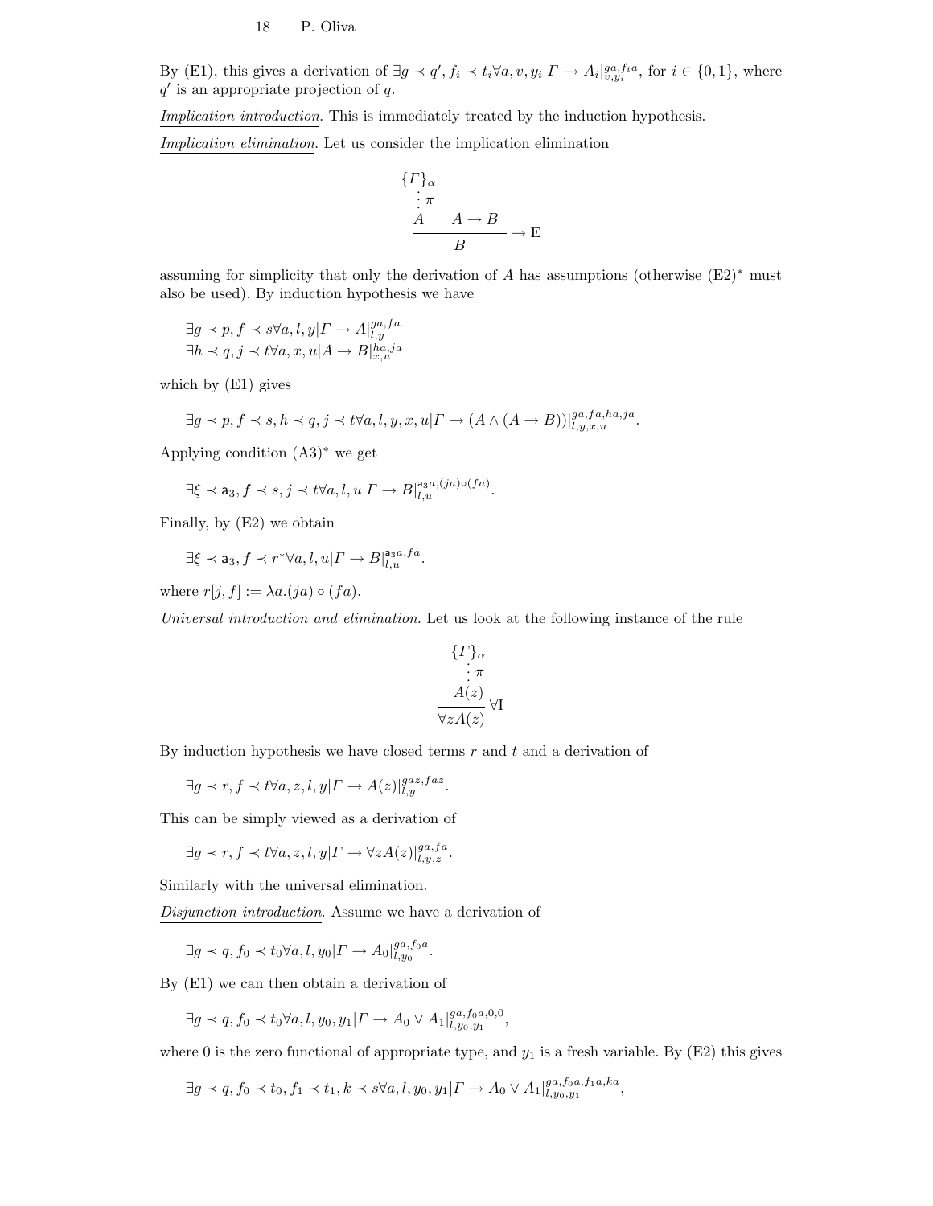By (E1), this gives a derivation of $\exists g \prec q', f_i \prec t_i \forall a, v, y_i | \Gamma \to A_i|^{ga, f_i a}_{v, y_i}$, for $i \in \{0, 1\}$, where $q'$ is an appropriate projection of $q$.

<u>*Implication introduction*</u>. This is immediately treated by the induction hypothesis.

<u>*Implication elimination*</u>. Let us consider the implication elimination

$$\dfrac{\begin{array}{c}\{\Gamma\}_\alpha \\ \vdots\, \pi \\ A\end{array} \qquad A \to B}{B} \to \mathrm{E}$$

assuming for simplicity that only the derivation of $A$ has assumptions (otherwise (E2)$^*$ must also be used). By induction hypothesis we have

$$\begin{array}{l} \exists g \prec p, f \prec s \forall a, l, y | \Gamma \to A|^{ga, fa}_{l, y} \\ \exists h \prec q, j \prec t \forall a, x, u | A \to B|^{ha, ja}_{x, u} \end{array}$$

which by (E1) gives

$$\exists g \prec p, f \prec s, h \prec q, j \prec t \forall a, l, y, x, u | \Gamma \to (A \wedge (A \to B))|^{ga, fa, ha, ja}_{l, y, x, u}.$$

Applying condition (A3)$^*$ we get

$$\exists \xi \prec \mathsf{a}_3, f \prec s, j \prec t \forall a, l, u | \Gamma \to B|^{\mathsf{a}_3 a, (ja) \circ (fa)}_{l, u}.$$

Finally, by (E2) we obtain

$$\exists \xi \prec \mathsf{a}_3, f \prec r^* \forall a, l, u | \Gamma \to B|^{\mathsf{a}_3 a, fa}_{l, u}.$$

where $r[j, f] := \lambda a.(ja) \circ (fa)$.

<u>*Universal introduction and elimination*</u>. Let us look at the following instance of the rule

$$\dfrac{\begin{array}{c}\{\Gamma\}_\alpha \\ \vdots\, \pi \\ A(z)\end{array}}{\forall z A(z)} \forall \mathrm{I}$$

By induction hypothesis we have closed terms $r$ and $t$ and a derivation of

$$\exists g \prec r, f \prec t \forall a, z, l, y | \Gamma \to A(z)|^{gaz, faz}_{l, y}.$$

This can be simply viewed as a derivation of

$$\exists g \prec r, f \prec t \forall a, z, l, y | \Gamma \to \forall z A(z)|^{ga, fa}_{l, y, z}.$$

Similarly with the universal elimination.

<u>*Disjunction introduction*</u>. Assume we have a derivation of

$$\exists g \prec q, f_0 \prec t_0 \forall a, l, y_0 | \Gamma \to A_0|^{ga, f_0 a}_{l, y_0}.$$

By (E1) we can then obtain a derivation of

$$\exists g \prec q, f_0 \prec t_0 \forall a, l, y_0, y_1 | \Gamma \to A_0 \vee A_1|^{ga, f_0 a, 0, 0}_{l, y_0, y_1},$$

where 0 is the zero functional of appropriate type, and $y_1$ is a fresh variable. By (E2) this gives

$$\exists g \prec q, f_0 \prec t_0, f_1 \prec t_1, k \prec s \forall a, l, y_0, y_1 | \Gamma \to A_0 \vee A_1|^{ga, f_0 a, f_1 a, ka}_{l, y_0, y_1},$$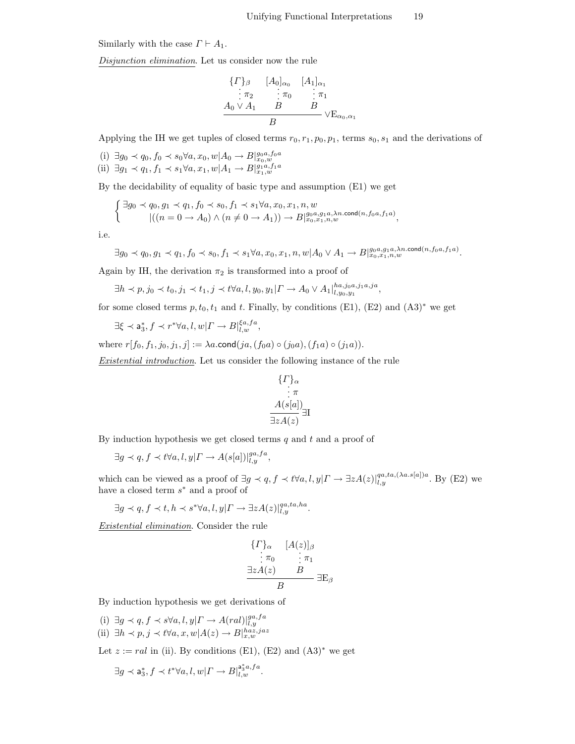Similarly with the case $\Gamma \vdash A_1$.

*Disjunction elimination*. Let us consider now the rule

$$\dfrac{\begin{array}{ccc} \{\Gamma\}_\beta & [A_0]_{\alpha_0} & [A_1]_{\alpha_1} \\ \vdots\, \pi_2 & \vdots\, \pi_0 & \vdots\, \pi_1 \\ A_0 \vee A_1 & B & B \end{array}}{B} \vee\mathrm{E}_{\alpha_0,\alpha_1}$$

Applying the IH we get tuples of closed terms $r_0, r_1, p_0, p_1$, terms $s_0, s_1$ and the derivations of

(i) $\exists g_0 \prec q_0, f_0 \prec s_0 \forall a, x_0, w | A_0 \to B|^{g_0 a, f_0 a}_{x_0, w}$
(ii) $\exists g_1 \prec q_1, f_1 \prec s_1 \forall a, x_1, w | A_1 \to B|^{g_1 a, f_1 a}_{x_1, w}$

By the decidability of equality of basic type and assumption (E1) we get

$$\begin{cases} \exists g_0 \prec q_0, g_1 \prec q_1, f_0 \prec s_0, f_1 \prec s_1 \forall a, x_0, x_1, n, w \\ \qquad |((n = 0 \to A_0) \wedge (n \neq 0 \to A_1)) \to B|^{g_0 a, g_1 a, \lambda n.\mathsf{cond}(n, f_0 a, f_1 a)}_{x_0, x_1, n, w}, \end{cases}$$

i.e.

$$\exists g_0 \prec q_0, g_1 \prec q_1, f_0 \prec s_0, f_1 \prec s_1 \forall a, x_0, x_1, n, w | A_0 \vee A_1 \to B|^{g_0 a, g_1 a, \lambda n.\mathsf{cond}(n, f_0 a, f_1 a)}_{x_0, x_1, n, w}.$$

Again by IH, the derivation $\pi_2$ is transformed into a proof of

$$\exists h \prec p, j_0 \prec t_0, j_1 \prec t_1, j \prec t \forall a, l, y_0, y_1 | \Gamma \to A_0 \vee A_1|^{ha, j_0 a, j_1 a, ja}_{l, y_0, y_1},$$

for some closed terms $p, t_0, t_1$ and $t$. Finally, by conditions (E1), (E2) and (A3)$^*$ we get

$$\exists \xi \prec \mathsf{a}^*_3, f \prec r^* \forall a, l, w | \Gamma \to B|^{\xi a, fa}_{l, w},$$

where $r[f_0, f_1, j_0, j_1, j] := \lambda a.\mathsf{cond}(ja, (f_0 a) \circ (j_0 a), (f_1 a) \circ (j_1 a))$.

*Existential introduction*. Let us consider the following instance of the rule

$$\dfrac{\begin{array}{c} \{\Gamma\}_\alpha \\ \vdots\, \pi \\ A(s[a]) \end{array}}{\exists z A(z)} \exists\mathrm{I}$$

By induction hypothesis we get closed terms $q$ and $t$ and a proof of

$$\exists g \prec q, f \prec t \forall a, l, y | \Gamma \to A(s[a])|^{ga, fa}_{l, y},$$

which can be viewed as a proof of $\exists g \prec q, f \prec t \forall a, l, y | \Gamma \to \exists z A(z)|^{qa, ta, (\lambda a.s[a])a}_{l, y}$. By (E2) we have a closed term $s^*$ and a proof of

$$\exists g \prec q, f \prec t, h \prec s^* \forall a, l, y | \Gamma \to \exists z A(z)|^{qa, ta, ha}_{l, y}.$$

*Existential elimination*. Consider the rule

$$\dfrac{\begin{array}{cc} \{\Gamma\}_\alpha & [A(z)]_\beta \\ \vdots\, \pi_0 & \vdots\, \pi_1 \\ \exists z A(z) & B \end{array}}{B} \exists\mathrm{E}_\beta$$

By induction hypothesis we get derivations of

(i) $\exists g \prec q, f \prec s \forall a, l, y | \Gamma \to A(ral)|^{ga, fa}_{l, y}$
(ii) $\exists h \prec p, j \prec t \forall a, x, w | A(z) \to B|^{haz, jaz}_{x, w}$

Let $z := ral$ in (ii). By conditions (E1), (E2) and (A3)$^*$ we get

$$\exists g \prec \mathsf{a}^*_3, f \prec t^* \forall a, l, w | \Gamma \to B|^{\mathsf{a}^*_3 a, fa}_{l, w}.$$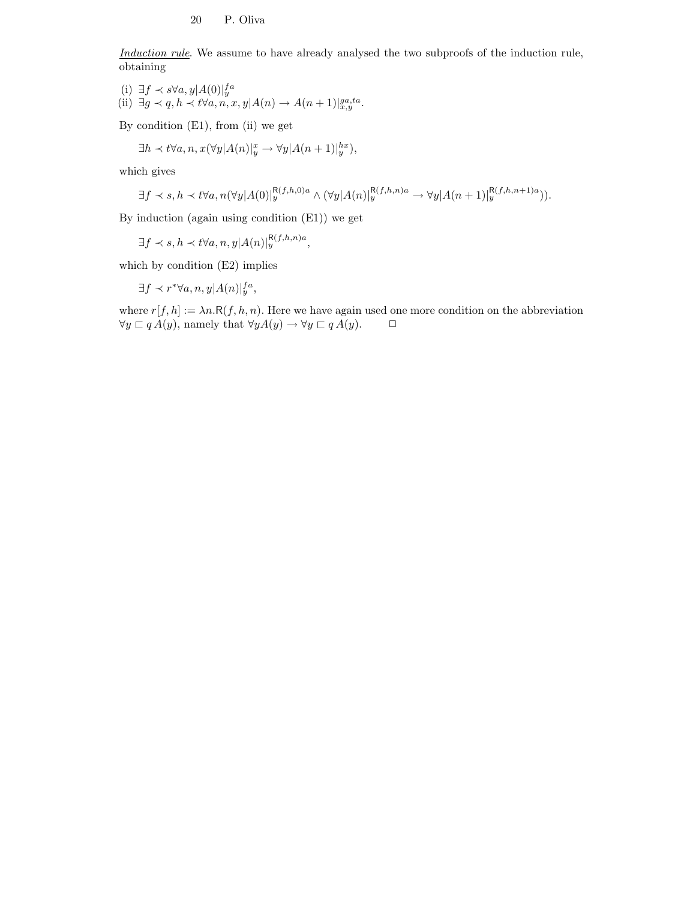*Induction rule*. We assume to have already analysed the two subproofs of the induction rule, obtaining

(i) $\exists f \prec s \forall a, y |A(0)|^{fa}_{y}$
(ii) $\exists g \prec q, h \prec t \forall a, n, x, y |A(n) \rightarrow A(n+1)|^{ga, ta}_{x,y}$.

By condition (E1), from (ii) we get

$$\exists h \prec t \forall a, n, x (\forall y |A(n)|^{x}_{y} \rightarrow \forall y |A(n+1)|^{hx}_{y}),$$

which gives

$$\exists f \prec s, h \prec t \forall a, n (\forall y |A(0)|^{\mathsf{R}(f,h,0)a}_{y} \wedge (\forall y |A(n)|^{\mathsf{R}(f,h,n)a}_{y} \rightarrow \forall y |A(n+1)|^{\mathsf{R}(f,h,n+1)a}_{y})).$$

By induction (again using condition (E1)) we get

$$\exists f \prec s, h \prec t \forall a, n, y |A(n)|^{\mathsf{R}(f,h,n)a}_{y},$$

which by condition (E2) implies

$$\exists f \prec r^{*} \forall a, n, y |A(n)|^{fa}_{y},$$

where $r[f,h] := \lambda n.\mathsf{R}(f,h,n)$. Here we have again used one more condition on the abbreviation $\forall y \sqsubset q\, A(y)$, namely that $\forall y A(y) \rightarrow \forall y \sqsubset q\, A(y)$. $\square$